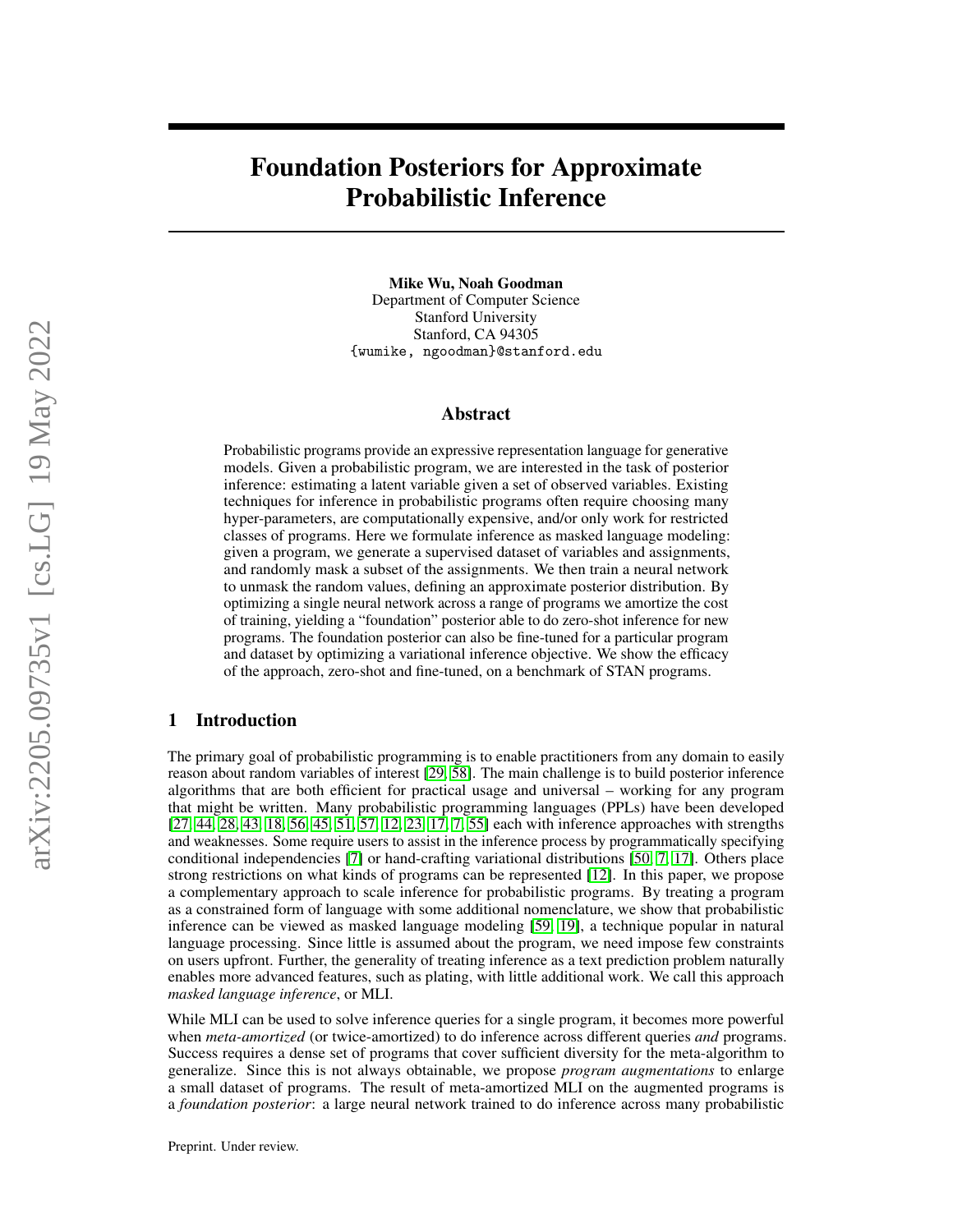# Foundation Posteriors for Approximate Probabilistic Inference

**Mike Wu, Noah Goodman**
Department of Computer Science
Stanford University
Stanford, CA 94305
{wumike, ngoodman}@stanford.edu

## Abstract

Probabilistic programs provide an expressive representation language for generative models. Given a probabilistic program, we are interested in the task of posterior inference: estimating a latent variable given a set of observed variables. Existing techniques for inference in probabilistic programs often require choosing many hyper-parameters, are computationally expensive, and/or only work for restricted classes of programs. Here we formulate inference as masked language modeling: given a program, we generate a supervised dataset of variables and assignments, and randomly mask a subset of the assignments. We then train a neural network to unmask the random values, defining an approximate posterior distribution. By optimizing a single neural network across a range of programs we amortize the cost of training, yielding a "foundation" posterior able to do zero-shot inference for new programs. The foundation posterior can also be fine-tuned for a particular program and dataset by optimizing a variational inference objective. We show the efficacy of the approach, zero-shot and fine-tuned, on a benchmark of STAN programs.

## 1 Introduction

The primary goal of probabilistic programming is to enable practitioners from any domain to easily reason about random variables of interest [29, 58]. The main challenge is to build posterior inference algorithms that are both efficient for practical usage and universal – working for any program that might be written. Many probabilistic programming languages (PPLs) have been developed [27, 44, 28, 43, 18, 56, 45, 51, 57, 12, 23, 17, 7, 55] each with inference approaches with strengths and weaknesses. Some require users to assist in the inference process by programmatically specifying conditional independencies [7] or hand-crafting variational distributions [50, 7, 17]. Others place strong restrictions on what kinds of programs can be represented [12]. In this paper, we propose a complementary approach to scale inference for probabilistic programs. By treating a program as a constrained form of language with some additional nomenclature, we show that probabilistic inference can be viewed as masked language modeling [59, 19], a technique popular in natural language processing. Since little is assumed about the program, we need impose few constraints on users upfront. Further, the generality of treating inference as a text prediction problem naturally enables more advanced features, such as plating, with little additional work. We call this approach *masked language inference*, or MLI.

While MLI can be used to solve inference queries for a single program, it becomes more powerful when *meta-amortized* (or twice-amortized) to do inference across different queries *and* programs. Success requires a dense set of programs that cover sufficient diversity for the meta-algorithm to generalize. Since this is not always obtainable, we propose *program augmentations* to enlarge a small dataset of programs. The result of meta-amortized MLI on the augmented programs is a *foundation posterior*: a large neural network trained to do inference across many probabilistic

Preprint. Under review.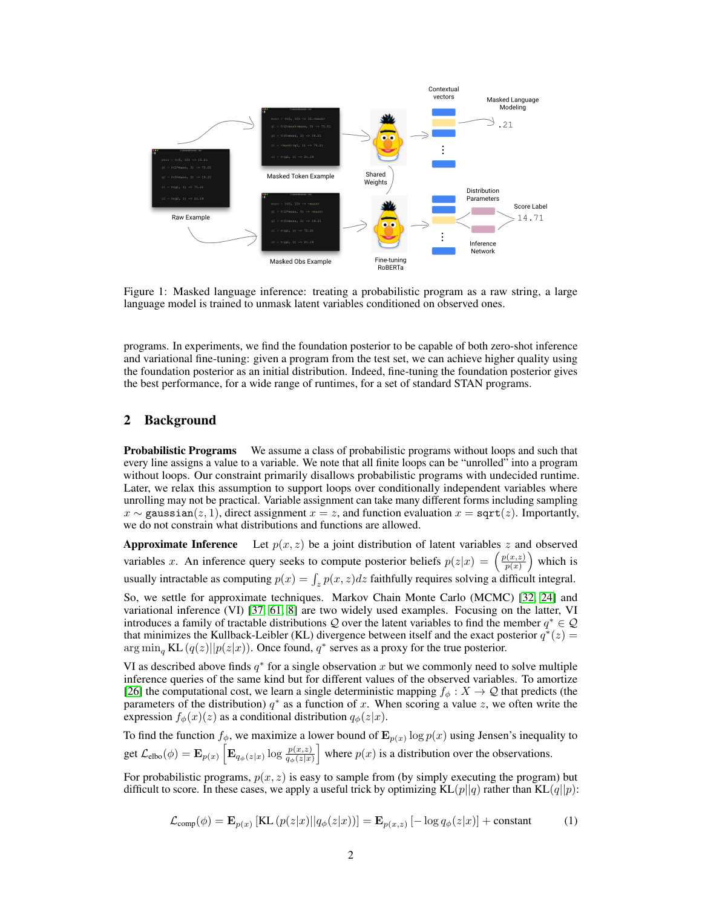Figure 1: Masked language inference: treating a probabilistic program as a raw string, a large language model is trained to unmask latent variables conditioned on observed ones.

programs. In experiments, we find the foundation posterior to be capable of both zero-shot inference and variational fine-tuning: given a program from the test set, we can achieve higher quality using the foundation posterior as an initial distribution. Indeed, fine-tuning the foundation posterior gives the best performance, for a wide range of runtimes, for a set of standard STAN programs.

## 2 Background

**Probabilistic Programs** We assume a class of probabilistic programs without loops and such that every line assigns a value to a variable. We note that all finite loops can be "unrolled" into a program without loops. Our constraint primarily disallows probabilistic programs with undecided runtime. Later, we relax this assumption to support loops over conditionally independent variables where unrolling may not be practical. Variable assignment can take many different forms including sampling $x \sim \texttt{gaussian}(z, 1)$, direct assignment $x = z$, and function evaluation $x = \texttt{sqrt}(z)$. Importantly, we do not constrain what distributions and functions are allowed.

**Approximate Inference** Let $p(x, z)$ be a joint distribution of latent variables $z$ and observed variables $x$. An inference query seeks to compute posterior beliefs $p(z|x) = \left(\frac{p(x,z)}{p(x)}\right)$ which is usually intractable as computing $p(x) = \int_z p(x, z)dz$ faithfully requires solving a difficult integral.

So, we settle for approximate techniques. Markov Chain Monte Carlo (MCMC) [32, 24] and variational inference (VI) [37, 61, 8] are two widely used examples. Focusing on the latter, VI introduces a family of tractable distributions $\mathcal{Q}$ over the latent variables to find the member $q^* \in \mathcal{Q}$ that minimizes the Kullback-Leibler (KL) divergence between itself and the exact posterior $q^*(z) = \arg\min_q \text{KL}(q(z)||p(z|x))$. Once found, $q^*$ serves as a proxy for the true posterior.

VI as described above finds $q^*$ for a single observation $x$ but we commonly need to solve multiple inference queries of the same kind but for different values of the observed variables. To amortize [26] the computational cost, we learn a single deterministic mapping $f_\phi : X \to \mathcal{Q}$ that predicts (the parameters of the distribution) $q^*$ as a function of $x$. When scoring a value $z$, we often write the expression $f_\phi(x)(z)$ as a conditional distribution $q_\phi(z|x)$.

To find the function $f_\phi$, we maximize a lower bound of $\mathbf{E}_{p(x)} \log p(x)$ using Jensen's inequality to get $\mathcal{L}_{\text{elbo}}(\phi) = \mathbf{E}_{p(x)} \left[ \mathbf{E}_{q_\phi(z|x)} \log \frac{p(x,z)}{q_\phi(z|x)} \right]$ where $p(x)$ is a distribution over the observations.

For probabilistic programs, $p(x, z)$ is easy to sample from (by simply executing the program) but difficult to score. In these cases, we apply a useful trick by optimizing $\text{KL}(p||q)$ rather than $\text{KL}(q||p)$:

$$\mathcal{L}_{\text{comp}}(\phi) = \mathbf{E}_{p(x)} \left[ \text{KL}\left(p(z|x)||q_\phi(z|x)\right) \right] = \mathbf{E}_{p(x,z)} \left[ -\log q_\phi(z|x) \right] + \text{constant} \tag{1}$$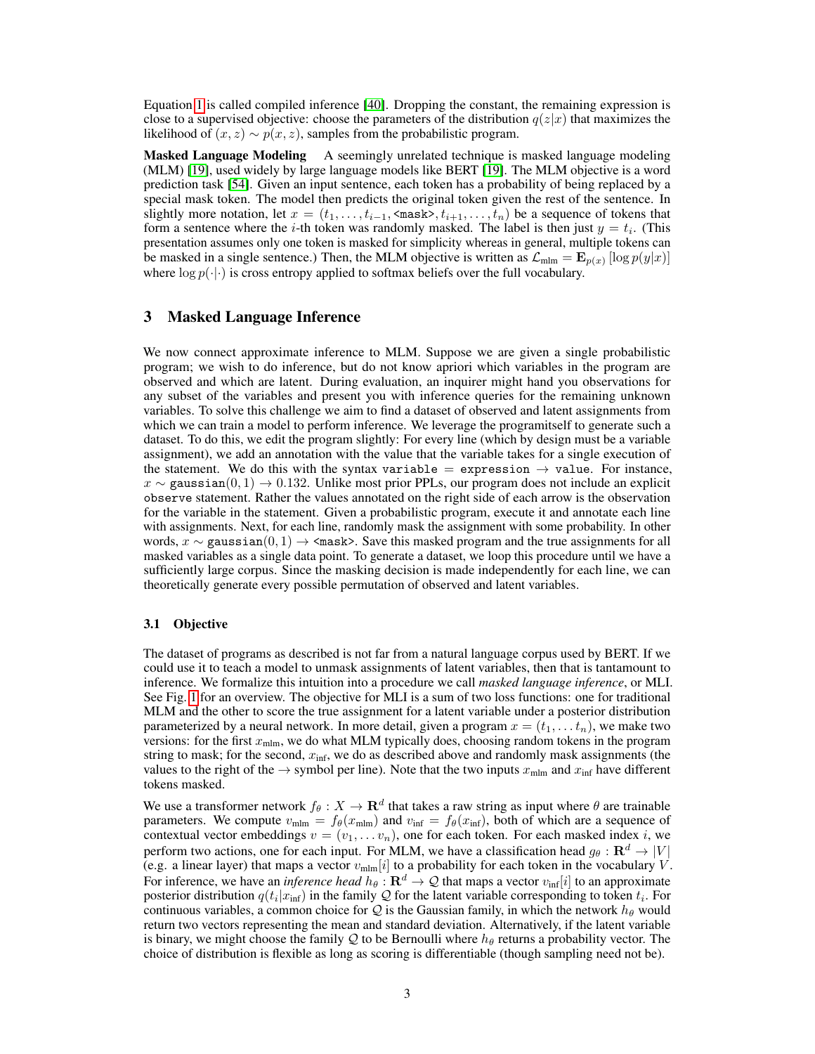Equation 1 is called compiled inference [40]. Dropping the constant, the remaining expression is close to a supervised objective: choose the parameters of the distribution $q(z|x)$ that maximizes the likelihood of $(x, z) \sim p(x, z)$, samples from the probabilistic program.

**Masked Language Modeling** A seemingly unrelated technique is masked language modeling (MLM) [19], used widely by large language models like BERT [19]. The MLM objective is a word prediction task [54]. Given an input sentence, each token has a probability of being replaced by a special mask token. The model then predicts the original token given the rest of the sentence. In slightly more notation, let $x = (t_1, \ldots, t_{i-1}, \texttt{<mask>}, t_{i+1}, \ldots, t_n)$ be a sequence of tokens that form a sentence where the $i$-th token was randomly masked. The label is then just $y = t_i$. (This presentation assumes only one token is masked for simplicity whereas in general, multiple tokens can be masked in a single sentence.) Then, the MLM objective is written as $\mathcal{L}_{\text{mlm}} = \mathbf{E}_{p(x)} [\log p(y|x)]$ where $\log p(\cdot|\cdot)$ is cross entropy applied to softmax beliefs over the full vocabulary.

## 3 Masked Language Inference

We now connect approximate inference to MLM. Suppose we are given a single probabilistic program; we wish to do inference, but do not know apriori which variables in the program are observed and which are latent. During evaluation, an inquirer might hand you observations for any subset of the variables and present you with inference queries for the remaining unknown variables. To solve this challenge we aim to find a dataset of observed and latent assignments from which we can train a model to perform inference. We leverage the programitself to generate such a dataset. To do this, we edit the program slightly: For every line (which by design must be a variable assignment), we add an annotation with the value that the variable takes for a single execution of the statement. We do this with the syntax `variable = expression` $\rightarrow$ `value`. For instance, $x \sim \texttt{gaussian}(0, 1) \rightarrow 0.132$. Unlike most prior PPLs, our program does not include an explicit `observe` statement. Rather the values annotated on the right side of each arrow is the observation for the variable in the statement. Given a probabilistic program, execute it and annotate each line with assignments. Next, for each line, randomly mask the assignment with some probability. In other words, $x \sim \texttt{gaussian}(0, 1) \rightarrow \texttt{<mask>}$. Save this masked program and the true assignments for all masked variables as a single data point. To generate a dataset, we loop this procedure until we have a sufficiently large corpus. Since the masking decision is made independently for each line, we can theoretically generate every possible permutation of observed and latent variables.

### 3.1 Objective

The dataset of programs as described is not far from a natural language corpus used by BERT. If we could use it to teach a model to unmask assignments of latent variables, then that is tantamount to inference. We formalize this intuition into a procedure we call *masked language inference*, or MLI. See Fig. 1 for an overview. The objective for MLI is a sum of two loss functions: one for traditional MLM and the other to score the true assignment for a latent variable under a posterior distribution parameterized by a neural network. In more detail, given a program $x = (t_1, \ldots t_n)$, we make two versions: for the first $x_{\text{mlm}}$, we do what MLM typically does, choosing random tokens in the program string to mask; for the second, $x_{\text{inf}}$, we do as described above and randomly mask assignments (the values to the right of the $\rightarrow$ symbol per line). Note that the two inputs $x_{\text{mlm}}$ and $x_{\text{inf}}$ have different tokens masked.

We use a transformer network $f_\theta : X \rightarrow \mathbf{R}^d$ that takes a raw string as input where $\theta$ are trainable parameters. We compute $v_{\text{mlm}} = f_\theta(x_{\text{mlm}})$ and $v_{\text{inf}} = f_\theta(x_{\text{inf}})$, both of which are a sequence of contextual vector embeddings $v = (v_1, \ldots v_n)$, one for each token. For each masked index $i$, we perform two actions, one for each input. For MLM, we have a classification head $g_\theta : \mathbf{R}^d \rightarrow |V|$ (e.g. a linear layer) that maps a vector $v_{\text{mlm}}[i]$ to a probability for each token in the vocabulary $V$. For inference, we have an *inference head* $h_\theta : \mathbf{R}^d \rightarrow \mathcal{Q}$ that maps a vector $v_{\text{inf}}[i]$ to an approximate posterior distribution $q(t_i|x_{\text{inf}})$ in the family $\mathcal{Q}$ for the latent variable corresponding to token $t_i$. For continuous variables, a common choice for $\mathcal{Q}$ is the Gaussian family, in which the network $h_\theta$ would return two vectors representing the mean and standard deviation. Alternatively, if the latent variable is binary, we might choose the family $\mathcal{Q}$ to be Bernoulli where $h_\theta$ returns a probability vector. The choice of distribution is flexible as long as scoring is differentiable (though sampling need not be).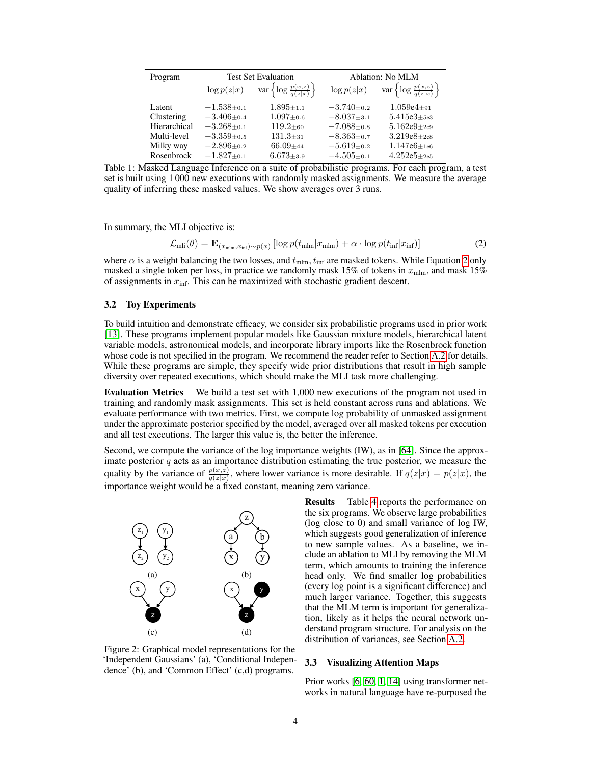| Program | Test Set Evaluation | | Ablation: No MLM | |
|---|---|---|---|---|
| | $\log p(z\|x)$ | $\text{var}\left\{\log \frac{p(x,z)}{q(z\|x)}\right\}$ | $\log p(z\|x)$ | $\text{var}\left\{\log \frac{p(x,z)}{q(z\|x)}\right\}$ |
| Latent | $-1.538_{\pm 0.1}$ | $1.895_{\pm 1.1}$ | $-3.740_{\pm 0.2}$ | $1.059\text{e}4_{\pm 91}$ |
| Clustering | $-3.406_{\pm 0.4}$ | $1.097_{\pm 0.6}$ | $-8.037_{\pm 3.1}$ | $5.415\text{e}3_{\pm 5\text{e}3}$ |
| Hierarchical | $-3.268_{\pm 0.1}$ | $119.2_{\pm 60}$ | $-7.088_{\pm 0.8}$ | $5.162\text{e}9_{\pm 2\text{e}9}$ |
| Multi-level | $-3.359_{\pm 0.5}$ | $131.3_{\pm 31}$ | $-8.363_{\pm 0.7}$ | $3.219\text{e}8_{\pm 2\text{e}8}$ |
| Milky way | $-2.896_{\pm 0.2}$ | $66.09_{\pm 44}$ | $-5.619_{\pm 0.2}$ | $1.147\text{e}6_{\pm 1\text{e}6}$ |
| Rosenbrock | $-1.827_{\pm 0.1}$ | $6.673_{\pm 3.9}$ | $-4.505_{\pm 0.1}$ | $4.252\text{e}5_{\pm 2\text{e}5}$ |

Table 1: Masked Language Inference on a suite of probabilistic programs. For each program, a test set is built using 1 000 new executions with randomly masked assignments. We measure the average quality of inferring these masked values. We show averages over 3 runs.

In summary, the MLI objective is:

$$\mathcal{L}_{\text{mli}}(\theta) = \mathbf{E}_{(x_{\text{mlm}}, x_{\text{inf}}) \sim p(x)} \left[ \log p(t_{\text{mlm}} | x_{\text{mlm}}) + \alpha \cdot \log p(t_{\text{inf}} | x_{\text{inf}}) \right] \tag{2}$$

where $\alpha$ is a weight balancing the two losses, and $t_{\text{mlm}}$, $t_{\text{inf}}$ are masked tokens. While Equation 2 only masked a single token per loss, in practice we randomly mask 15% of tokens in $x_{\text{mlm}}$, and mask 15% of assignments in $x_{\text{inf}}$. This can be maximized with stochastic gradient descent.

### 3.2 Toy Experiments

To build intuition and demonstrate efficacy, we consider six probabilistic programs used in prior work [13]. These programs implement popular models like Gaussian mixture models, hierarchical latent variable models, astronomical models, and incorporate library imports like the Rosenbrock function whose code is not specified in the program. We recommend the reader refer to Section A.2 for details. While these programs are simple, they specify wide prior distributions that result in high sample diversity over repeated executions, which should make the MLI task more challenging.

**Evaluation Metrics** We build a test set with 1,000 new executions of the program not used in training and randomly mask assignments. This set is held constant across runs and ablations. We evaluate performance with two metrics. First, we compute log probability of unmasked assignment under the approximate posterior specified by the model, averaged over all masked tokens per execution and all test executions. The larger this value is, the better the inference.

Second, we compute the variance of the log importance weights (IW), as in [64]. Since the approximate posterior $q$ acts as an importance distribution estimating the true posterior, we measure the quality by the variance of $\frac{p(x,z)}{q(z|x)}$, where lower variance is more desirable. If $q(z|x) = p(z|x)$, the importance weight would be a fixed constant, meaning zero variance.

**Results** Table 4 reports the performance on the six programs. We observe large probabilities (log close to 0) and small variance of log IW, which suggests good generalization of inference to new sample values. As a baseline, we include an ablation to MLI by removing the MLM term, which amounts to training the inference head only. We find smaller log probabilities (every log point is a significant difference) and much larger variance. Together, this suggests that the MLM term is important for generalization, likely as it helps the neural network understand program structure. For analysis on the distribution of variances, see Section A.2.

Figure 2: Graphical model representations for the 'Independent Gaussians' (a), 'Conditional Independence' (b), and 'Common Effect' (c,d) programs.

### 3.3 Visualizing Attention Maps

Prior works [6, 60, 1, 14] using transformer networks in natural language have re-purposed the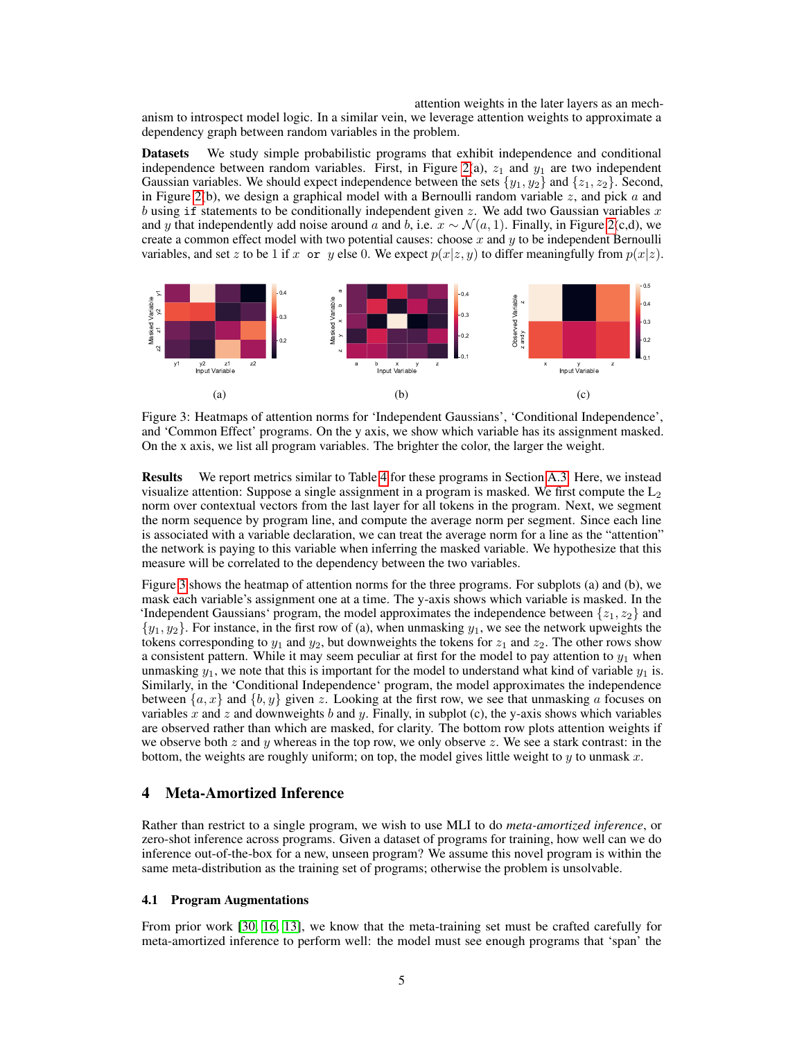attention weights in the later layers as an mechanism to introspect model logic. In a similar vein, we leverage attention weights to approximate a dependency graph between random variables in the problem.

**Datasets** We study simple probabilistic programs that exhibit independence and conditional independence between random variables. First, in Figure 2(a), $z_1$ and $y_1$ are two independent Gaussian variables. We should expect independence between the sets $\{y_1, y_2\}$ and $\{z_1, z_2\}$. Second, in Figure 2(b), we design a graphical model with a Bernoulli random variable $z$, and pick $a$ and $b$ using `if` statements to be conditionally independent given $z$. We add two Gaussian variables $x$ and $y$ that independently add noise around $a$ and $b$, i.e. $x \sim \mathcal{N}(a, 1)$. Finally, in Figure 2(c,d), we create a common effect model with two potential causes: choose $x$ and $y$ to be independent Bernoulli variables, and set $z$ to be 1 if $x$ `or` $y$ else 0. We expect $p(x|z, y)$ to differ meaningfully from $p(x|z)$.

Figure 3: Heatmaps of attention norms for 'Independent Gaussians', 'Conditional Independence', and 'Common Effect' programs. On the y axis, we show which variable has its assignment masked. On the x axis, we list all program variables. The brighter the color, the larger the weight.

**Results** We report metrics similar to Table 4 for these programs in Section A.3. Here, we instead visualize attention: Suppose a single assignment in a program is masked. We first compute the $L_2$ norm over contextual vectors from the last layer for all tokens in the program. Next, we segment the norm sequence by program line, and compute the average norm per segment. Since each line is associated with a variable declaration, we can treat the average norm for a line as the "attention" the network is paying to this variable when inferring the masked variable. We hypothesize that this measure will be correlated to the dependency between the two variables.

Figure 3 shows the heatmap of attention norms for the three programs. For subplots (a) and (b), we mask each variable's assignment one at a time. The y-axis shows which variable is masked. In the 'Independent Gaussians' program, the model approximates the independence between $\{z_1, z_2\}$ and $\{y_1, y_2\}$. For instance, in the first row of (a), when unmasking $y_1$, we see the network upweights the tokens corresponding to $y_1$ and $y_2$, but downweights the tokens for $z_1$ and $z_2$. The other rows show a consistent pattern. While it may seem peculiar at first for the model to pay attention to $y_1$ when unmasking $y_1$, we note that this is important for the model to understand what kind of variable $y_1$ is. Similarly, in the 'Conditional Independence' program, the model approximates the independence between $\{a, x\}$ and $\{b, y\}$ given $z$. Looking at the first row, we see that unmasking $a$ focuses on variables $x$ and $z$ and downweights $b$ and $y$. Finally, in subplot (c), the y-axis shows which variables are observed rather than which are masked, for clarity. The bottom row plots attention weights if we observe both $z$ and $y$ whereas in the top row, we only observe $z$. We see a stark contrast: in the bottom, the weights are roughly uniform; on top, the model gives little weight to $y$ to unmask $x$.

## 4 Meta-Amortized Inference

Rather than restrict to a single program, we wish to use MLI to do *meta-amortized inference*, or zero-shot inference across programs. Given a dataset of programs for training, how well can we do inference out-of-the-box for a new, unseen program? We assume this novel program is within the same meta-distribution as the training set of programs; otherwise the problem is unsolvable.

### 4.1 Program Augmentations

From prior work [30, 16, 13], we know that the meta-training set must be crafted carefully for meta-amortized inference to perform well: the model must see enough programs that 'span' the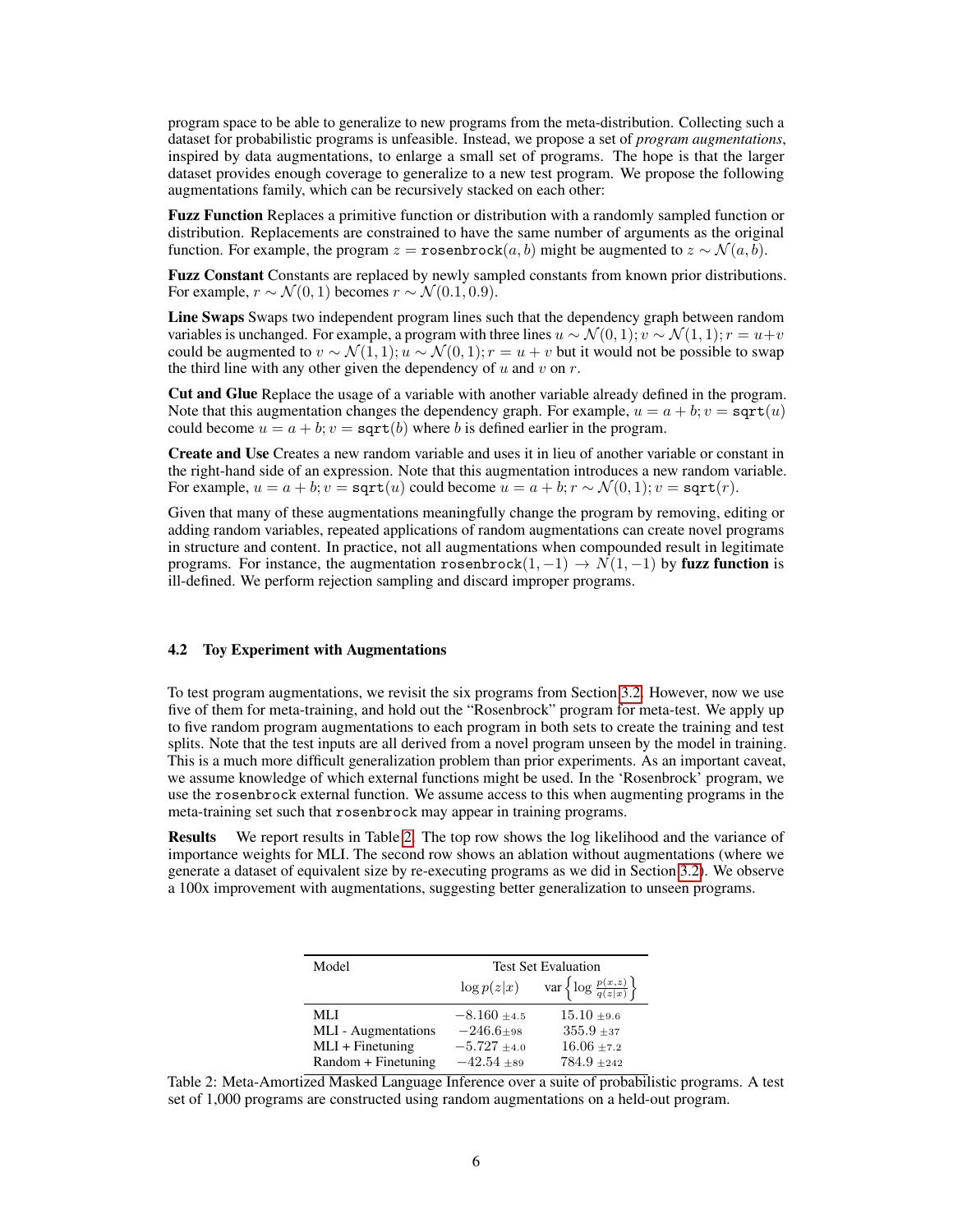program space to be able to generalize to new programs from the meta-distribution. Collecting such a dataset for probabilistic programs is unfeasible. Instead, we propose a set of *program augmentations*, inspired by data augmentations, to enlarge a small set of programs. The hope is that the larger dataset provides enough coverage to generalize to a new test program. We propose the following augmentations family, which can be recursively stacked on each other:

**Fuzz Function** Replaces a primitive function or distribution with a randomly sampled function or distribution. Replacements are constrained to have the same number of arguments as the original function. For example, the program $z = \texttt{rosenbrock}(a, b)$ might be augmented to $z \sim \mathcal{N}(a, b)$.

**Fuzz Constant** Constants are replaced by newly sampled constants from known prior distributions. For example, $r \sim \mathcal{N}(0, 1)$ becomes $r \sim \mathcal{N}(0.1, 0.9)$.

**Line Swaps** Swaps two independent program lines such that the dependency graph between random variables is unchanged. For example, a program with three lines $u \sim \mathcal{N}(0, 1); v \sim \mathcal{N}(1, 1); r = u + v$ could be augmented to $v \sim \mathcal{N}(1, 1); u \sim \mathcal{N}(0, 1); r = u + v$ but it would not be possible to swap the third line with any other given the dependency of $u$ and $v$ on $r$.

**Cut and Glue** Replace the usage of a variable with another variable already defined in the program. Note that this augmentation changes the dependency graph. For example, $u = a + b; v = \texttt{sqrt}(u)$ could become $u = a + b; v = \texttt{sqrt}(b)$ where $b$ is defined earlier in the program.

**Create and Use** Creates a new random variable and uses it in lieu of another variable or constant in the right-hand side of an expression. Note that this augmentation introduces a new random variable. For example, $u = a + b; v = \texttt{sqrt}(u)$ could become $u = a + b; r \sim \mathcal{N}(0, 1); v = \texttt{sqrt}(r)$.

Given that many of these augmentations meaningfully change the program by removing, editing or adding random variables, repeated applications of random augmentations can create novel programs in structure and content. In practice, not all augmentations when compounded result in legitimate programs. For instance, the augmentation $\texttt{rosenbrock}(1, -1) \rightarrow N(1, -1)$ by **fuzz function** is ill-defined. We perform rejection sampling and discard improper programs.

### 4.2 Toy Experiment with Augmentations

To test program augmentations, we revisit the six programs from Section 3.2. However, now we use five of them for meta-training, and hold out the "Rosenbrock" program for meta-test. We apply up to five random program augmentations to each program in both sets to create the training and test splits. Note that the test inputs are all derived from a novel program unseen by the model in training. This is a much more difficult generalization problem than prior experiments. As an important caveat, we assume knowledge of which external functions might be used. In the 'Rosenbrock' program, we use the `rosenbrock` external function. We assume access to this when augmenting programs in the meta-training set such that `rosenbrock` may appear in training programs.

**Results** We report results in Table 2. The top row shows the log likelihood and the variance of importance weights for MLI. The second row shows an ablation without augmentations (where we generate a dataset of equivalent size by re-executing programs as we did in Section 3.2). We observe a 100x improvement with augmentations, suggesting better generalization to unseen programs.

| Model | Test Set Evaluation | |
|---|---|---|
| | $\log p(z\|x)$ | $\text{var}\left\{\log \frac{p(x,z)}{q(z\|x)}\right\}$ |
| MLI | $-8.160 \pm 4.5$ | $15.10 \pm 9.6$ |
| MLI - Augmentations | $-246.6 \pm 98$ | $355.9 \pm 37$ |
| MLI + Finetuning | $-5.727 \pm 4.0$ | $16.06 \pm 7.2$ |
| Random + Finetuning | $-42.54 \pm 89$ | $784.9 \pm 242$ |

Table 2: Meta-Amortized Masked Language Inference over a suite of probabilistic programs. A test set of 1,000 programs are constructed using random augmentations on a held-out program.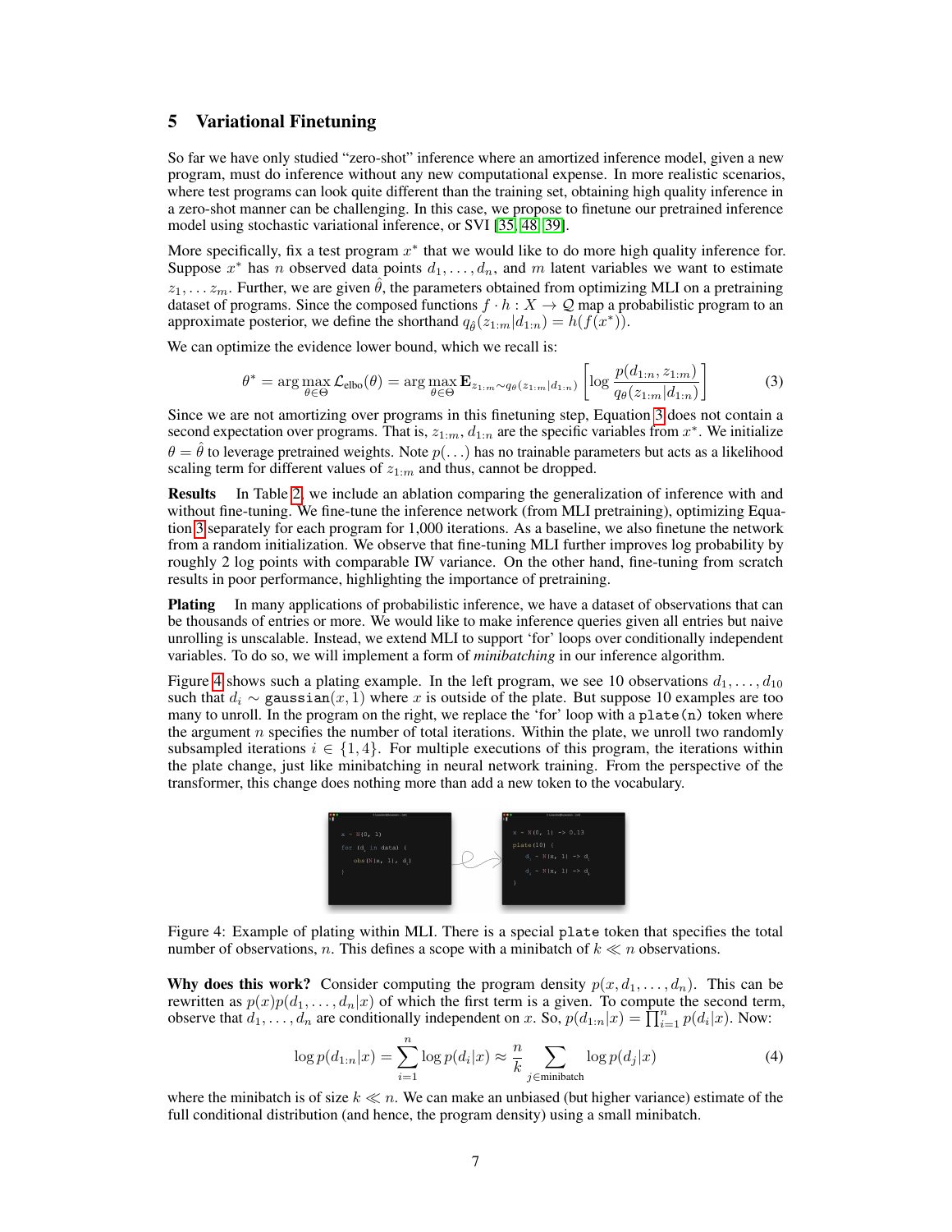## 5 Variational Finetuning

So far we have only studied "zero-shot" inference where an amortized inference model, given a new program, must do inference without any new computational expense. In more realistic scenarios, where test programs can look quite different than the training set, obtaining high quality inference in a zero-shot manner can be challenging. In this case, we propose to finetune our pretrained inference model using stochastic variational inference, or SVI [35, 48, 39].

More specifically, fix a test program $x^*$ that we would like to do more high quality inference for. Suppose $x^*$ has $n$ observed data points $d_1, \ldots, d_n$, and $m$ latent variables we want to estimate $z_1, \ldots z_m$. Further, we are given $\hat{\theta}$, the parameters obtained from optimizing MLI on a pretraining dataset of programs. Since the composed functions $f \cdot h : X \to \mathcal{Q}$ map a probabilistic program to an approximate posterior, we define the shorthand $q_{\hat{\theta}}(z_{1:m}|d_{1:n}) = h(f(x^*))$.

We can optimize the evidence lower bound, which we recall is:

$$\theta^* = \arg\max_{\theta \in \Theta} \mathcal{L}_{\text{elbo}}(\theta) = \arg\max_{\theta \in \Theta} \mathbf{E}_{z_{1:m} \sim q_\theta(z_{1:m}|d_{1:n})} \left[ \log \frac{p(d_{1:n}, z_{1:m})}{q_\theta(z_{1:m}|d_{1:n})} \right] \tag{3}$$

Since we are not amortizing over programs in this finetuning step, Equation 3 does not contain a second expectation over programs. That is, $z_{1:m}, d_{1:n}$ are the specific variables from $x^*$. We initialize $\theta = \hat{\theta}$ to leverage pretrained weights. Note $p(\ldots)$ has no trainable parameters but acts as a likelihood scaling term for different values of $z_{1:m}$ and thus, cannot be dropped.

**Results** In Table 2, we include an ablation comparing the generalization of inference with and without fine-tuning. We fine-tune the inference network (from MLI pretraining), optimizing Equation 3 separately for each program for 1,000 iterations. As a baseline, we also finetune the network from a random initialization. We observe that fine-tuning MLI further improves log probability by roughly 2 log points with comparable IW variance. On the other hand, fine-tuning from scratch results in poor performance, highlighting the importance of pretraining.

**Plating** In many applications of probabilistic inference, we have a dataset of observations that can be thousands of entries or more. We would like to make inference queries given all entries but naive unrolling is unscalable. Instead, we extend MLI to support 'for' loops over conditionally independent variables. To do so, we will implement a form of *minibatching* in our inference algorithm.

Figure 4 shows such a plating example. In the left program, we see 10 observations $d_1, \ldots, d_{10}$ such that $d_i \sim$ `gaussian`$(x, 1)$ where $x$ is outside of the plate. But suppose 10 examples are too many to unroll. In the program on the right, we replace the 'for' loop with a `plate(n)` token where the argument $n$ specifies the number of total iterations. Within the plate, we unroll two randomly subsampled iterations $i \in \{1, 4\}$. For multiple executions of this program, the iterations within the plate change, just like minibatching in neural network training. From the perspective of the transformer, this change does nothing more than add a new token to the vocabulary.

```
x ~ N(0, 1)
for (d_i in data) {
    obs(N(x, 1), d_i)
}
```

```
x ~ N(0, 1) -> 0.13
plate(10) {
    d_1 ~ N(x, 1) -> d_1
    d_4 ~ N(x, 1) -> d_4
}
```

Figure 4: Example of plating within MLI. There is a special `plate` token that specifies the total number of observations, $n$. This defines a scope with a minibatch of $k \ll n$ observations.

**Why does this work?** Consider computing the program density $p(x, d_1, \ldots, d_n)$. This can be rewritten as $p(x)p(d_1, \ldots, d_n|x)$ of which the first term is a given. To compute the second term, observe that $d_1, \ldots, d_n$ are conditionally independent on $x$. So, $p(d_{1:n}|x) = \prod_{i=1}^{n} p(d_i|x)$. Now:

$$\log p(d_{1:n}|x) = \sum_{i=1}^{n} \log p(d_i|x) \approx \frac{n}{k} \sum_{j \in \text{minibatch}} \log p(d_j|x) \tag{4}$$

where the minibatch is of size $k \ll n$. We can make an unbiased (but higher variance) estimate of the full conditional distribution (and hence, the program density) using a small minibatch.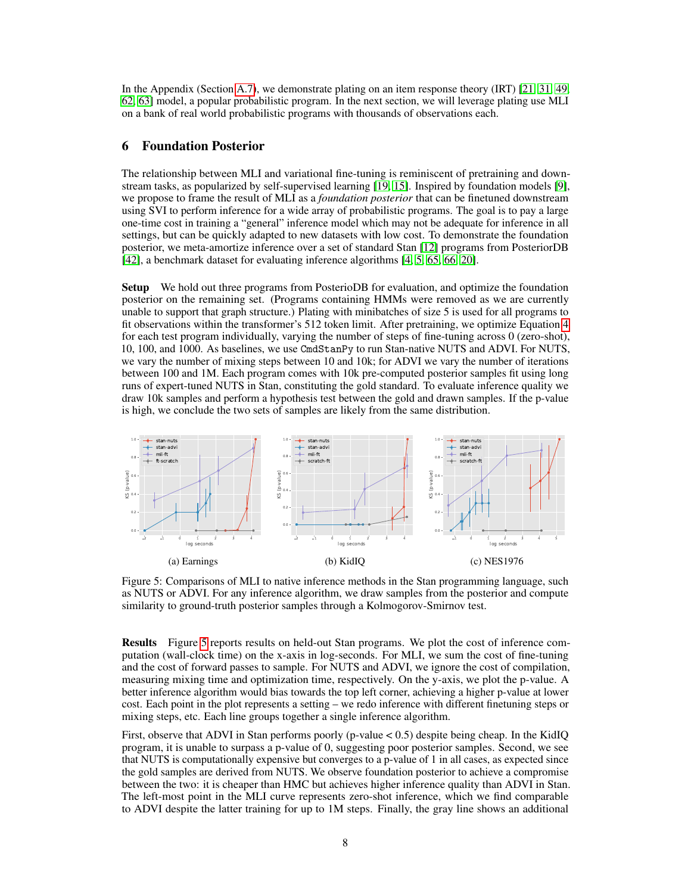In the Appendix (Section A.7), we demonstrate plating on an item response theory (IRT) [21, 31, 49, 62, 63] model, a popular probabilistic program. In the next section, we will leverage plating use MLI on a bank of real world probabilistic programs with thousands of observations each.

## 6 Foundation Posterior

The relationship between MLI and variational fine-tuning is reminiscent of pretraining and downstream tasks, as popularized by self-supervised learning [19, 15]. Inspired by foundation models [9], we propose to frame the result of MLI as a *foundation posterior* that can be finetuned downstream using SVI to perform inference for a wide array of probabilistic programs. The goal is to pay a large one-time cost in training a "general" inference model which may not be adequate for inference in all settings, but can be quickly adapted to new datasets with low cost. To demonstrate the foundation posterior, we meta-amortize inference over a set of standard Stan [12] programs from PosteriorDB [42], a benchmark dataset for evaluating inference algorithms [4, 5, 65, 66, 20].

**Setup** We hold out three programs from PosterioDB for evaluation, and optimize the foundation posterior on the remaining set. (Programs containing HMMs were removed as we are currently unable to support that graph structure.) Plating with minibatches of size 5 is used for all programs to fit observations within the transformer's 512 token limit. After pretraining, we optimize Equation 4 for each test program individually, varying the number of steps of fine-tuning across 0 (zero-shot), 10, 100, and 1000. As baselines, we use `CmdStanPy` to run Stan-native NUTS and ADVI. For NUTS, we vary the number of mixing steps between 10 and 10k; for ADVI we vary the number of iterations between 100 and 1M. Each program comes with 10k pre-computed posterior samples fit using long runs of expert-tuned NUTS in Stan, constituting the gold standard. To evaluate inference quality we draw 10k samples and perform a hypothesis test between the gold and drawn samples. If the p-value is high, we conclude the two sets of samples are likely from the same distribution.

(a) Earnings

(b) KidIQ

(c) NES1976

Figure 5: Comparisons of MLI to native inference methods in the Stan programming language, such as NUTS or ADVI. For any inference algorithm, we draw samples from the posterior and compute similarity to ground-truth posterior samples through a Kolmogorov-Smirnov test.

**Results** Figure 5 reports results on held-out Stan programs. We plot the cost of inference computation (wall-clock time) on the x-axis in log-seconds. For MLI, we sum the cost of fine-tuning and the cost of forward passes to sample. For NUTS and ADVI, we ignore the cost of compilation, measuring mixing time and optimization time, respectively. On the y-axis, we plot the p-value. A better inference algorithm would bias towards the top left corner, achieving a higher p-value at lower cost. Each point in the plot represents a setting – we redo inference with different finetuning steps or mixing steps, etc. Each line groups together a single inference algorithm.

First, observe that ADVI in Stan performs poorly (p-value < 0.5) despite being cheap. In the KidIQ program, it is unable to surpass a p-value of 0, suggesting poor posterior samples. Second, we see that NUTS is computationally expensive but converges to a p-value of 1 in all cases, as expected since the gold samples are derived from NUTS. We observe foundation posterior to achieve a compromise between the two: it is cheaper than HMC but achieves higher inference quality than ADVI in Stan. The left-most point in the MLI curve represents zero-shot inference, which we find comparable to ADVI despite the latter training for up to 1M steps. Finally, the gray line shows an additional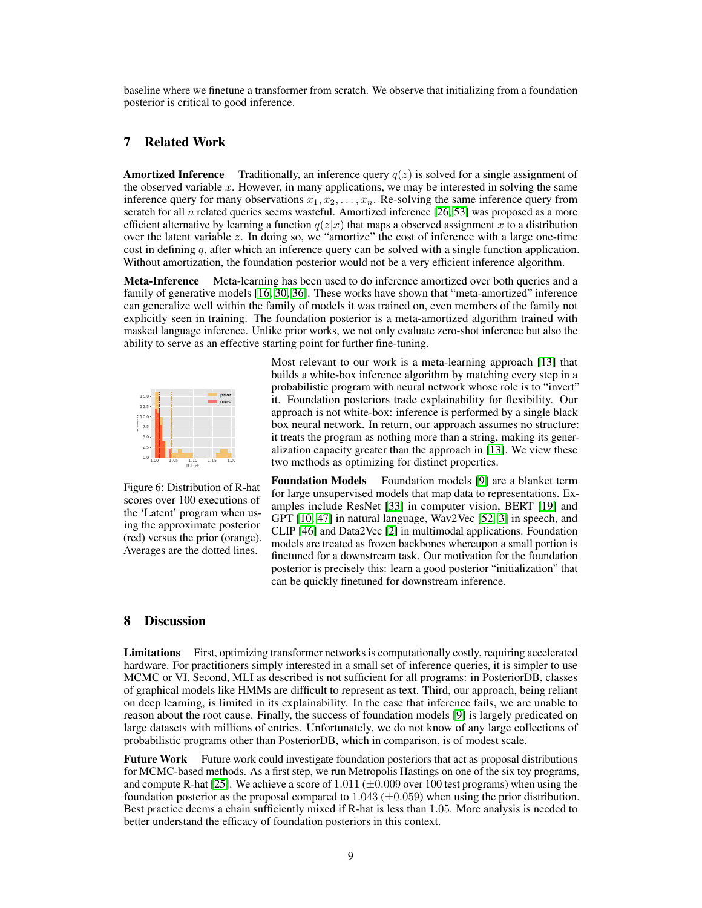baseline where we finetune a transformer from scratch. We observe that initializing from a foundation posterior is critical to good inference.

## 7 Related Work

**Amortized Inference** Traditionally, an inference query $q(z)$ is solved for a single assignment of the observed variable $x$. However, in many applications, we may be interested in solving the same inference query for many observations $x_1, x_2, \ldots, x_n$. Re-solving the same inference query from scratch for all $n$ related queries seems wasteful. Amortized inference [26, 53] was proposed as a more efficient alternative by learning a function $q(z|x)$ that maps a observed assignment $x$ to a distribution over the latent variable $z$. In doing so, we "amortize" the cost of inference with a large one-time cost in defining $q$, after which an inference query can be solved with a single function application. Without amortization, the foundation posterior would not be a very efficient inference algorithm.

**Meta-Inference** Meta-learning has been used to do inference amortized over both queries and a family of generative models [16, 30, 36]. These works have shown that "meta-amortized" inference can generalize well within the family of models it was trained on, even members of the family not explicitly seen in training. The foundation posterior is a meta-amortized algorithm trained with masked language inference. Unlike prior works, we not only evaluate zero-shot inference but also the ability to serve as an effective starting point for further fine-tuning.

Figure 6: Distribution of R-hat scores over 100 executions of the 'Latent' program when using the approximate posterior (red) versus the prior (orange). Averages are the dotted lines.

Most relevant to our work is a meta-learning approach [13] that builds a white-box inference algorithm by matching every step in a probabilistic program with neural network whose role is to "invert" it. Foundation posteriors trade explainability for flexibility. Our approach is not white-box: inference is performed by a single black box neural network. In return, our approach assumes no structure: it treats the program as nothing more than a string, making its generalization capacity greater than the approach in [13]. We view these two methods as optimizing for distinct properties.

**Foundation Models** Foundation models [9] are a blanket term for large unsupervised models that map data to representations. Examples include ResNet [33] in computer vision, BERT [19] and GPT [10, 47] in natural language, Wav2Vec [52, 3] in speech, and CLIP [46] and Data2Vec [2] in multimodal applications. Foundation models are treated as frozen backbones whereupon a small portion is finetuned for a downstream task. Our motivation for the foundation posterior is precisely this: learn a good posterior "initialization" that can be quickly finetuned for downstream inference.

## 8 Discussion

**Limitations** First, optimizing transformer networks is computationally costly, requiring accelerated hardware. For practitioners simply interested in a small set of inference queries, it is simpler to use MCMC or VI. Second, MLI as described is not sufficient for all programs: in PosteriorDB, classes of graphical models like HMMs are difficult to represent as text. Third, our approach, being reliant on deep learning, is limited in its explainability. In the case that inference fails, we are unable to reason about the root cause. Finally, the success of foundation models [9] is largely predicated on large datasets with millions of entries. Unfortunately, we do not know of any large collections of probabilistic programs other than PosteriorDB, which in comparison, is of modest scale.

**Future Work** Future work could investigate foundation posteriors that act as proposal distributions for MCMC-based methods. As a first step, we run Metropolis Hastings on one of the six toy programs, and compute R-hat [25]. We achieve a score of $1.011$ ($\pm 0.009$ over 100 test programs) when using the foundation posterior as the proposal compared to $1.043$ ($\pm 0.059$) when using the prior distribution. Best practice deems a chain sufficiently mixed if R-hat is less than 1.05. More analysis is needed to better understand the efficacy of foundation posteriors in this context.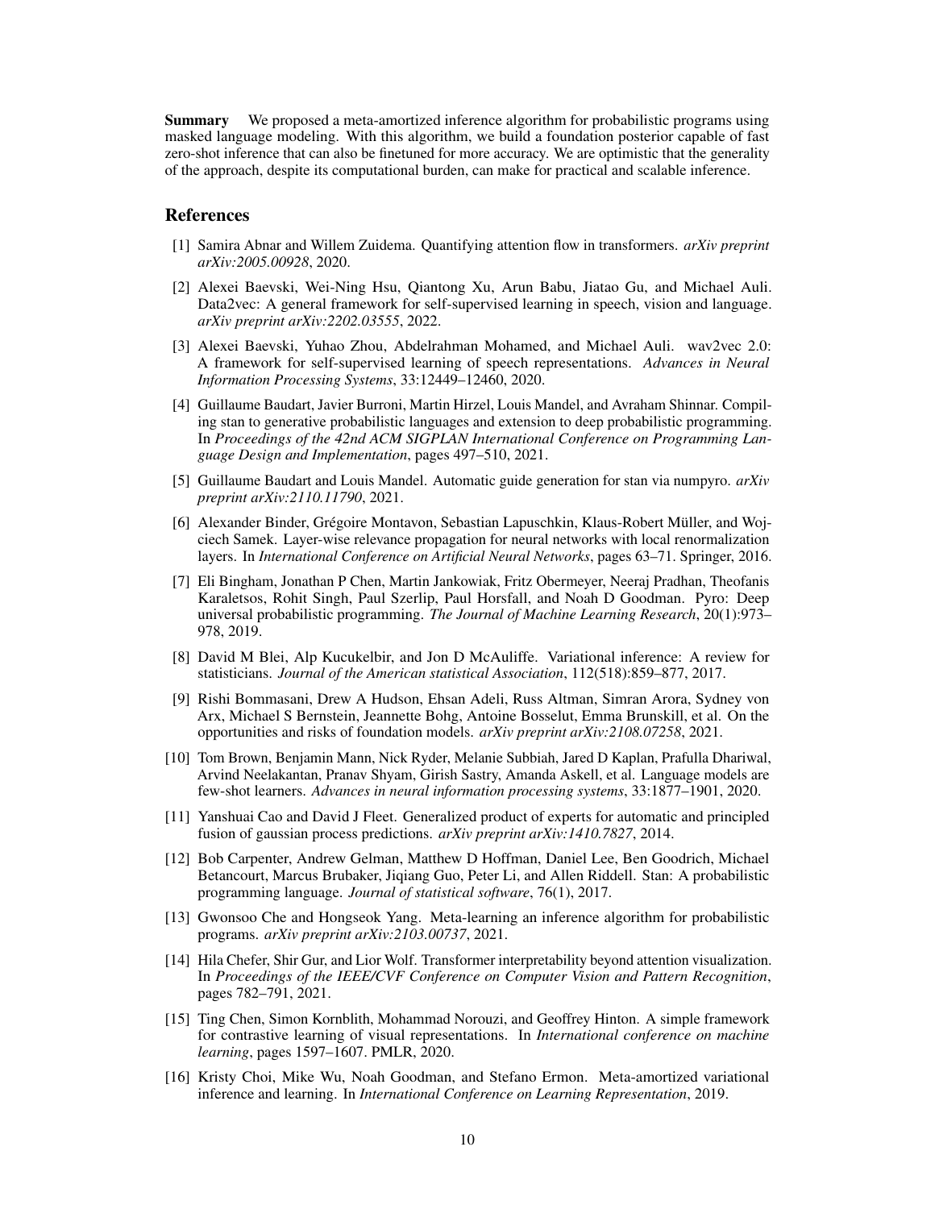**Summary** We proposed a meta-amortized inference algorithm for probabilistic programs using masked language modeling. With this algorithm, we build a foundation posterior capable of fast zero-shot inference that can also be finetuned for more accuracy. We are optimistic that the generality of the approach, despite its computational burden, can make for practical and scalable inference.

## References

[1] Samira Abnar and Willem Zuidema. Quantifying attention flow in transformers. *arXiv preprint arXiv:2005.00928*, 2020.

[2] Alexei Baevski, Wei-Ning Hsu, Qiantong Xu, Arun Babu, Jiatao Gu, and Michael Auli. Data2vec: A general framework for self-supervised learning in speech, vision and language. *arXiv preprint arXiv:2202.03555*, 2022.

[3] Alexei Baevski, Yuhao Zhou, Abdelrahman Mohamed, and Michael Auli. wav2vec 2.0: A framework for self-supervised learning of speech representations. *Advances in Neural Information Processing Systems*, 33:12449–12460, 2020.

[4] Guillaume Baudart, Javier Burroni, Martin Hirzel, Louis Mandel, and Avraham Shinnar. Compiling stan to generative probabilistic languages and extension to deep probabilistic programming. In *Proceedings of the 42nd ACM SIGPLAN International Conference on Programming Language Design and Implementation*, pages 497–510, 2021.

[5] Guillaume Baudart and Louis Mandel. Automatic guide generation for stan via numpyro. *arXiv preprint arXiv:2110.11790*, 2021.

[6] Alexander Binder, Grégoire Montavon, Sebastian Lapuschkin, Klaus-Robert Müller, and Wojciech Samek. Layer-wise relevance propagation for neural networks with local renormalization layers. In *International Conference on Artificial Neural Networks*, pages 63–71. Springer, 2016.

[7] Eli Bingham, Jonathan P Chen, Martin Jankowiak, Fritz Obermeyer, Neeraj Pradhan, Theofanis Karaletsos, Rohit Singh, Paul Szerlip, Paul Horsfall, and Noah D Goodman. Pyro: Deep universal probabilistic programming. *The Journal of Machine Learning Research*, 20(1):973–978, 2019.

[8] David M Blei, Alp Kucukelbir, and Jon D McAuliffe. Variational inference: A review for statisticians. *Journal of the American statistical Association*, 112(518):859–877, 2017.

[9] Rishi Bommasani, Drew A Hudson, Ehsan Adeli, Russ Altman, Simran Arora, Sydney von Arx, Michael S Bernstein, Jeannette Bohg, Antoine Bosselut, Emma Brunskill, et al. On the opportunities and risks of foundation models. *arXiv preprint arXiv:2108.07258*, 2021.

[10] Tom Brown, Benjamin Mann, Nick Ryder, Melanie Subbiah, Jared D Kaplan, Prafulla Dhariwal, Arvind Neelakantan, Pranav Shyam, Girish Sastry, Amanda Askell, et al. Language models are few-shot learners. *Advances in neural information processing systems*, 33:1877–1901, 2020.

[11] Yanshuai Cao and David J Fleet. Generalized product of experts for automatic and principled fusion of gaussian process predictions. *arXiv preprint arXiv:1410.7827*, 2014.

[12] Bob Carpenter, Andrew Gelman, Matthew D Hoffman, Daniel Lee, Ben Goodrich, Michael Betancourt, Marcus Brubaker, Jiqiang Guo, Peter Li, and Allen Riddell. Stan: A probabilistic programming language. *Journal of statistical software*, 76(1), 2017.

[13] Gwonsoo Che and Hongseok Yang. Meta-learning an inference algorithm for probabilistic programs. *arXiv preprint arXiv:2103.00737*, 2021.

[14] Hila Chefer, Shir Gur, and Lior Wolf. Transformer interpretability beyond attention visualization. In *Proceedings of the IEEE/CVF Conference on Computer Vision and Pattern Recognition*, pages 782–791, 2021.

[15] Ting Chen, Simon Kornblith, Mohammad Norouzi, and Geoffrey Hinton. A simple framework for contrastive learning of visual representations. In *International conference on machine learning*, pages 1597–1607. PMLR, 2020.

[16] Kristy Choi, Mike Wu, Noah Goodman, and Stefano Ermon. Meta-amortized variational inference and learning. In *International Conference on Learning Representation*, 2019.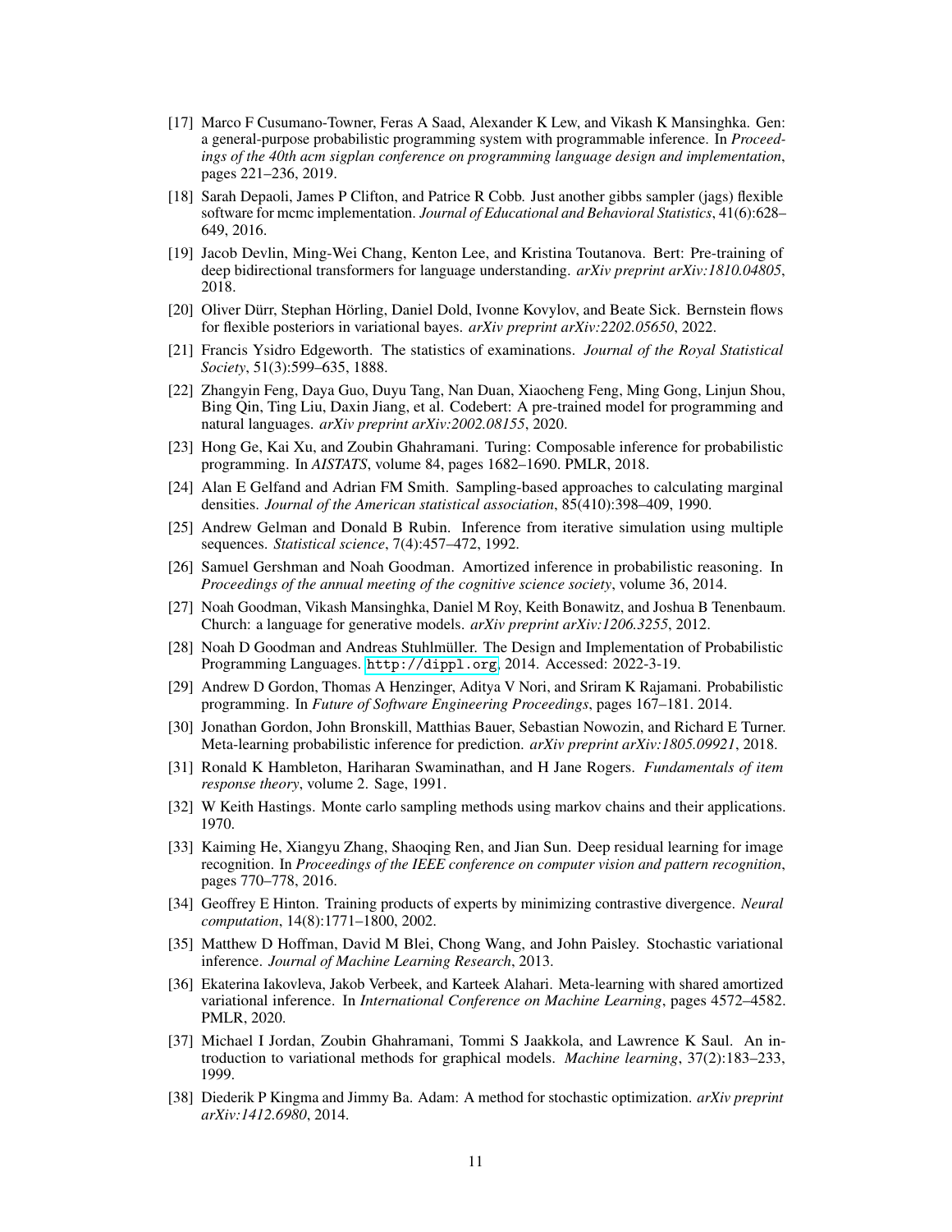[17] Marco F Cusumano-Towner, Feras A Saad, Alexander K Lew, and Vikash K Mansinghka. Gen: a general-purpose probabilistic programming system with programmable inference. In *Proceedings of the 40th acm sigplan conference on programming language design and implementation*, pages 221–236, 2019.

[18] Sarah Depaoli, James P Clifton, and Patrice R Cobb. Just another gibbs sampler (jags) flexible software for mcmc implementation. *Journal of Educational and Behavioral Statistics*, 41(6):628–649, 2016.

[19] Jacob Devlin, Ming-Wei Chang, Kenton Lee, and Kristina Toutanova. Bert: Pre-training of deep bidirectional transformers for language understanding. *arXiv preprint arXiv:1810.04805*, 2018.

[20] Oliver Dürr, Stephan Hörling, Daniel Dold, Ivonne Kovylov, and Beate Sick. Bernstein flows for flexible posteriors in variational bayes. *arXiv preprint arXiv:2202.05650*, 2022.

[21] Francis Ysidro Edgeworth. The statistics of examinations. *Journal of the Royal Statistical Society*, 51(3):599–635, 1888.

[22] Zhangyin Feng, Daya Guo, Duyu Tang, Nan Duan, Xiaocheng Feng, Ming Gong, Linjun Shou, Bing Qin, Ting Liu, Daxin Jiang, et al. Codebert: A pre-trained model for programming and natural languages. *arXiv preprint arXiv:2002.08155*, 2020.

[23] Hong Ge, Kai Xu, and Zoubin Ghahramani. Turing: Composable inference for probabilistic programming. In *AISTATS*, volume 84, pages 1682–1690. PMLR, 2018.

[24] Alan E Gelfand and Adrian FM Smith. Sampling-based approaches to calculating marginal densities. *Journal of the American statistical association*, 85(410):398–409, 1990.

[25] Andrew Gelman and Donald B Rubin. Inference from iterative simulation using multiple sequences. *Statistical science*, 7(4):457–472, 1992.

[26] Samuel Gershman and Noah Goodman. Amortized inference in probabilistic reasoning. In *Proceedings of the annual meeting of the cognitive science society*, volume 36, 2014.

[27] Noah Goodman, Vikash Mansinghka, Daniel M Roy, Keith Bonawitz, and Joshua B Tenenbaum. Church: a language for generative models. *arXiv preprint arXiv:1206.3255*, 2012.

[28] Noah D Goodman and Andreas Stuhlmüller. The Design and Implementation of Probabilistic Programming Languages. `http://dippl.org`, 2014. Accessed: 2022-3-19.

[29] Andrew D Gordon, Thomas A Henzinger, Aditya V Nori, and Sriram K Rajamani. Probabilistic programming. In *Future of Software Engineering Proceedings*, pages 167–181. 2014.

[30] Jonathan Gordon, John Bronskill, Matthias Bauer, Sebastian Nowozin, and Richard E Turner. Meta-learning probabilistic inference for prediction. *arXiv preprint arXiv:1805.09921*, 2018.

[31] Ronald K Hambleton, Hariharan Swaminathan, and H Jane Rogers. *Fundamentals of item response theory*, volume 2. Sage, 1991.

[32] W Keith Hastings. Monte carlo sampling methods using markov chains and their applications. 1970.

[33] Kaiming He, Xiangyu Zhang, Shaoqing Ren, and Jian Sun. Deep residual learning for image recognition. In *Proceedings of the IEEE conference on computer vision and pattern recognition*, pages 770–778, 2016.

[34] Geoffrey E Hinton. Training products of experts by minimizing contrastive divergence. *Neural computation*, 14(8):1771–1800, 2002.

[35] Matthew D Hoffman, David M Blei, Chong Wang, and John Paisley. Stochastic variational inference. *Journal of Machine Learning Research*, 2013.

[36] Ekaterina Iakovleva, Jakob Verbeek, and Karteek Alahari. Meta-learning with shared amortized variational inference. In *International Conference on Machine Learning*, pages 4572–4582. PMLR, 2020.

[37] Michael I Jordan, Zoubin Ghahramani, Tommi S Jaakkola, and Lawrence K Saul. An introduction to variational methods for graphical models. *Machine learning*, 37(2):183–233, 1999.

[38] Diederik P Kingma and Jimmy Ba. Adam: A method for stochastic optimization. *arXiv preprint arXiv:1412.6980*, 2014.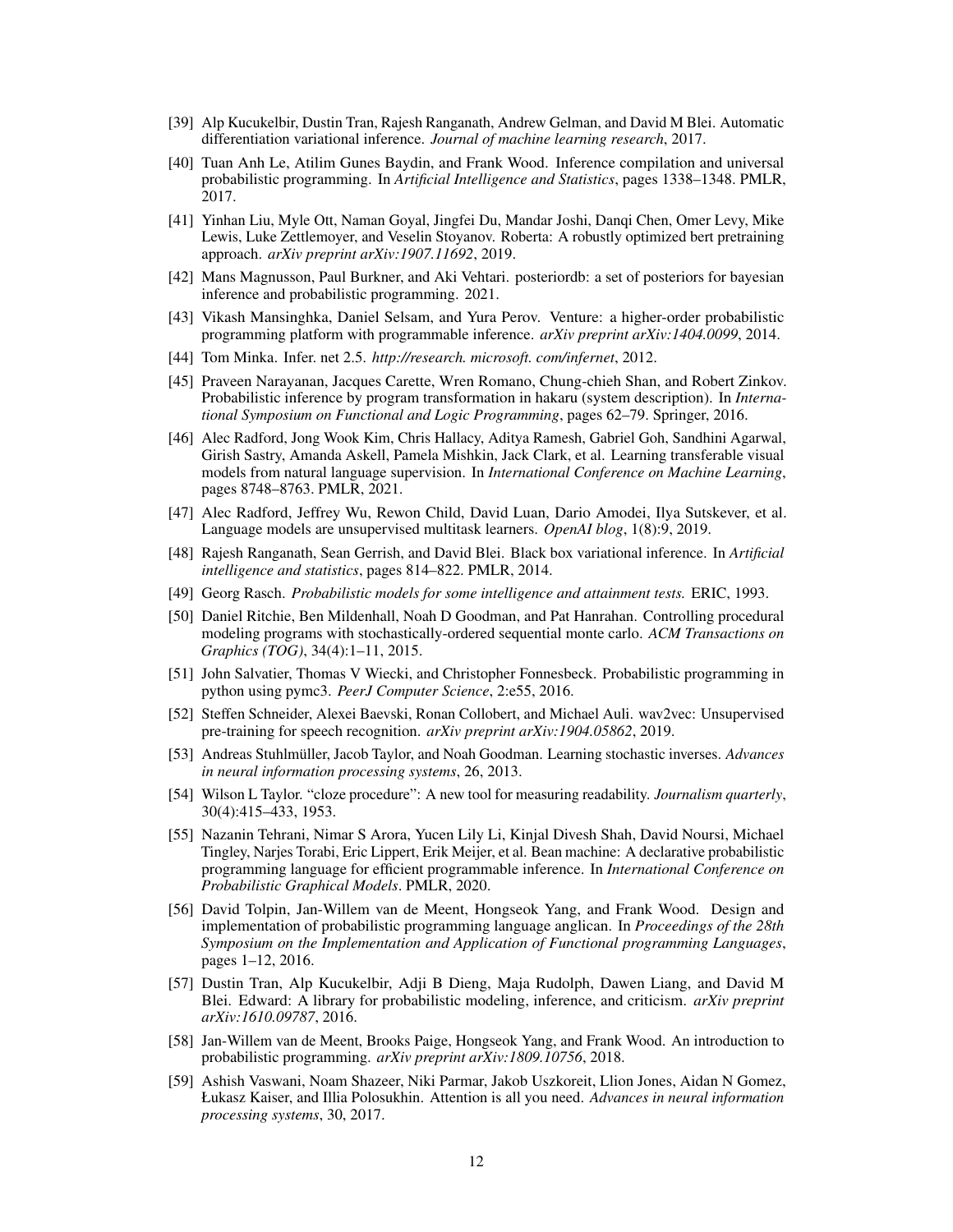[39] Alp Kucukelbir, Dustin Tran, Rajesh Ranganath, Andrew Gelman, and David M Blei. Automatic differentiation variational inference. *Journal of machine learning research*, 2017.

[40] Tuan Anh Le, Atilim Gunes Baydin, and Frank Wood. Inference compilation and universal probabilistic programming. In *Artificial Intelligence and Statistics*, pages 1338–1348. PMLR, 2017.

[41] Yinhan Liu, Myle Ott, Naman Goyal, Jingfei Du, Mandar Joshi, Danqi Chen, Omer Levy, Mike Lewis, Luke Zettlemoyer, and Veselin Stoyanov. Roberta: A robustly optimized bert pretraining approach. *arXiv preprint arXiv:1907.11692*, 2019.

[42] Mans Magnusson, Paul Burkner, and Aki Vehtari. posteriordb: a set of posteriors for bayesian inference and probabilistic programming. 2021.

[43] Vikash Mansinghka, Daniel Selsam, and Yura Perov. Venture: a higher-order probabilistic programming platform with programmable inference. *arXiv preprint arXiv:1404.0099*, 2014.

[44] Tom Minka. Infer. net 2.5. *http://research. microsoft. com/infernet*, 2012.

[45] Praveen Narayanan, Jacques Carette, Wren Romano, Chung-chieh Shan, and Robert Zinkov. Probabilistic inference by program transformation in hakaru (system description). In *International Symposium on Functional and Logic Programming*, pages 62–79. Springer, 2016.

[46] Alec Radford, Jong Wook Kim, Chris Hallacy, Aditya Ramesh, Gabriel Goh, Sandhini Agarwal, Girish Sastry, Amanda Askell, Pamela Mishkin, Jack Clark, et al. Learning transferable visual models from natural language supervision. In *International Conference on Machine Learning*, pages 8748–8763. PMLR, 2021.

[47] Alec Radford, Jeffrey Wu, Rewon Child, David Luan, Dario Amodei, Ilya Sutskever, et al. Language models are unsupervised multitask learners. *OpenAI blog*, 1(8):9, 2019.

[48] Rajesh Ranganath, Sean Gerrish, and David Blei. Black box variational inference. In *Artificial intelligence and statistics*, pages 814–822. PMLR, 2014.

[49] Georg Rasch. *Probabilistic models for some intelligence and attainment tests.* ERIC, 1993.

[50] Daniel Ritchie, Ben Mildenhall, Noah D Goodman, and Pat Hanrahan. Controlling procedural modeling programs with stochastically-ordered sequential monte carlo. *ACM Transactions on Graphics (TOG)*, 34(4):1–11, 2015.

[51] John Salvatier, Thomas V Wiecki, and Christopher Fonnesbeck. Probabilistic programming in python using pymc3. *PeerJ Computer Science*, 2:e55, 2016.

[52] Steffen Schneider, Alexei Baevski, Ronan Collobert, and Michael Auli. wav2vec: Unsupervised pre-training for speech recognition. *arXiv preprint arXiv:1904.05862*, 2019.

[53] Andreas Stuhlmüller, Jacob Taylor, and Noah Goodman. Learning stochastic inverses. *Advances in neural information processing systems*, 26, 2013.

[54] Wilson L Taylor. "cloze procedure": A new tool for measuring readability. *Journalism quarterly*, 30(4):415–433, 1953.

[55] Nazanin Tehrani, Nimar S Arora, Yucen Lily Li, Kinjal Divesh Shah, David Noursi, Michael Tingley, Narjes Torabi, Eric Lippert, Erik Meijer, et al. Bean machine: A declarative probabilistic programming language for efficient programmable inference. In *International Conference on Probabilistic Graphical Models*. PMLR, 2020.

[56] David Tolpin, Jan-Willem van de Meent, Hongseok Yang, and Frank Wood. Design and implementation of probabilistic programming language anglican. In *Proceedings of the 28th Symposium on the Implementation and Application of Functional programming Languages*, pages 1–12, 2016.

[57] Dustin Tran, Alp Kucukelbir, Adji B Dieng, Maja Rudolph, Dawen Liang, and David M Blei. Edward: A library for probabilistic modeling, inference, and criticism. *arXiv preprint arXiv:1610.09787*, 2016.

[58] Jan-Willem van de Meent, Brooks Paige, Hongseok Yang, and Frank Wood. An introduction to probabilistic programming. *arXiv preprint arXiv:1809.10756*, 2018.

[59] Ashish Vaswani, Noam Shazeer, Niki Parmar, Jakob Uszkoreit, Llion Jones, Aidan N Gomez, Łukasz Kaiser, and Illia Polosukhin. Attention is all you need. *Advances in neural information processing systems*, 30, 2017.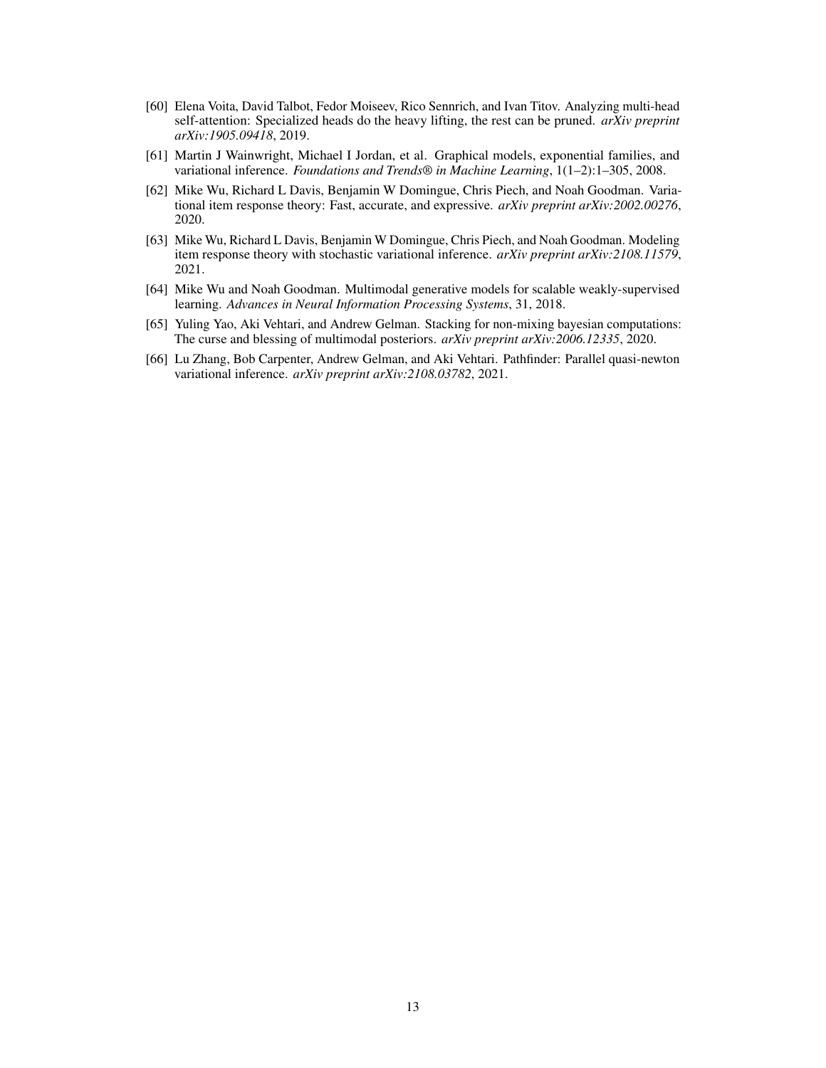[60] Elena Voita, David Talbot, Fedor Moiseev, Rico Sennrich, and Ivan Titov. Analyzing multi-head self-attention: Specialized heads do the heavy lifting, the rest can be pruned. *arXiv preprint arXiv:1905.09418*, 2019.

[61] Martin J Wainwright, Michael I Jordan, et al. Graphical models, exponential families, and variational inference. *Foundations and Trends® in Machine Learning*, 1(1–2):1–305, 2008.

[62] Mike Wu, Richard L Davis, Benjamin W Domingue, Chris Piech, and Noah Goodman. Variational item response theory: Fast, accurate, and expressive. *arXiv preprint arXiv:2002.00276*, 2020.

[63] Mike Wu, Richard L Davis, Benjamin W Domingue, Chris Piech, and Noah Goodman. Modeling item response theory with stochastic variational inference. *arXiv preprint arXiv:2108.11579*, 2021.

[64] Mike Wu and Noah Goodman. Multimodal generative models for scalable weakly-supervised learning. *Advances in Neural Information Processing Systems*, 31, 2018.

[65] Yuling Yao, Aki Vehtari, and Andrew Gelman. Stacking for non-mixing bayesian computations: The curse and blessing of multimodal posteriors. *arXiv preprint arXiv:2006.12335*, 2020.

[66] Lu Zhang, Bob Carpenter, Andrew Gelman, and Aki Vehtari. Pathfinder: Parallel quasi-newton variational inference. *arXiv preprint arXiv:2108.03782*, 2021.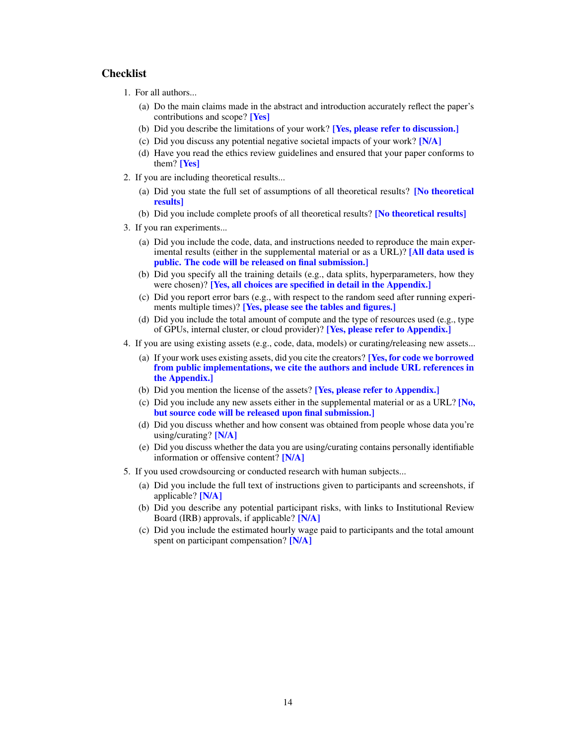## Checklist

1. For all authors...
   (a) Do the main claims made in the abstract and introduction accurately reflect the paper's contributions and scope? **[Yes]**
   (b) Did you describe the limitations of your work? **[Yes, please refer to discussion.]**
   (c) Did you discuss any potential negative societal impacts of your work? **[N/A]**
   (d) Have you read the ethics review guidelines and ensured that your paper conforms to them? **[Yes]**
2. If you are including theoretical results...
   (a) Did you state the full set of assumptions of all theoretical results? **[No theoretical results]**
   (b) Did you include complete proofs of all theoretical results? **[No theoretical results]**
3. If you ran experiments...
   (a) Did you include the code, data, and instructions needed to reproduce the main experimental results (either in the supplemental material or as a URL)? **[All data used is public. The code will be released on final submission.]**
   (b) Did you specify all the training details (e.g., data splits, hyperparameters, how they were chosen)? **[Yes, all choices are specified in detail in the Appendix.]**
   (c) Did you report error bars (e.g., with respect to the random seed after running experiments multiple times)? **[Yes, please see the tables and figures.]**
   (d) Did you include the total amount of compute and the type of resources used (e.g., type of GPUs, internal cluster, or cloud provider)? **[Yes, please refer to Appendix.]**
4. If you are using existing assets (e.g., code, data, models) or curating/releasing new assets...
   (a) If your work uses existing assets, did you cite the creators? **[Yes, for code we borrowed from public implementations, we cite the authors and include URL references in the Appendix.]**
   (b) Did you mention the license of the assets? **[Yes, please refer to Appendix.]**
   (c) Did you include any new assets either in the supplemental material or as a URL? **[No, but source code will be released upon final submission.]**
   (d) Did you discuss whether and how consent was obtained from people whose data you're using/curating? **[N/A]**
   (e) Did you discuss whether the data you are using/curating contains personally identifiable information or offensive content? **[N/A]**
5. If you used crowdsourcing or conducted research with human subjects...
   (a) Did you include the full text of instructions given to participants and screenshots, if applicable? **[N/A]**
   (b) Did you describe any potential participant risks, with links to Institutional Review Board (IRB) approvals, if applicable? **[N/A]**
   (c) Did you include the estimated hourly wage paid to participants and the total amount spent on participant compensation? **[N/A]**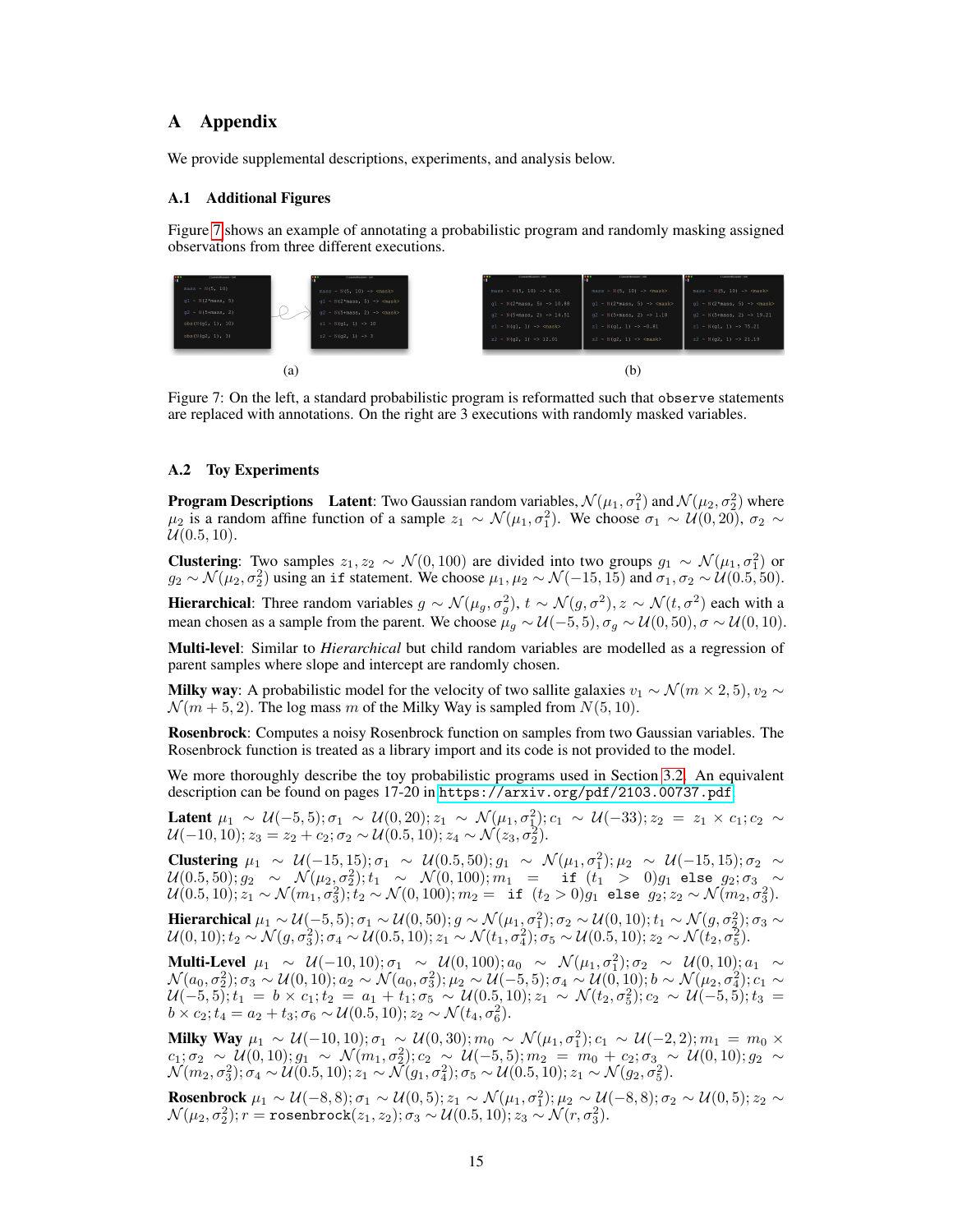# A Appendix

We provide supplemental descriptions, experiments, and analysis below.

### A.1 Additional Figures

Figure 7 shows an example of annotating a probabilistic program and randomly masking assigned observations from three different executions.

(a) (b)

Figure 7: On the left, a standard probabilistic program is reformatted such that `observe` statements are replaced with annotations. On the right are 3 executions with randomly masked variables.

### A.2 Toy Experiments

**Program Descriptions** **Latent**: Two Gaussian random variables, $\mathcal{N}(\mu_1, \sigma_1^2)$ and $\mathcal{N}(\mu_2, \sigma_2^2)$ where $\mu_2$ is a random affine function of a sample $z_1 \sim \mathcal{N}(\mu_1, \sigma_1^2)$. We choose $\sigma_1 \sim \mathcal{U}(0, 20)$, $\sigma_2 \sim \mathcal{U}(0.5, 10)$.

**Clustering**: Two samples $z_1, z_2 \sim \mathcal{N}(0, 100)$ are divided into two groups $g_1 \sim \mathcal{N}(\mu_1, \sigma_1^2)$ or $g_2 \sim \mathcal{N}(\mu_2, \sigma_2^2)$ using an `if` statement. We choose $\mu_1, \mu_2 \sim \mathcal{N}(-15, 15)$ and $\sigma_1, \sigma_2 \sim \mathcal{U}(0.5, 50)$.

**Hierarchical**: Three random variables $g \sim \mathcal{N}(\mu_g, \sigma_g^2)$, $t \sim \mathcal{N}(g, \sigma^2)$, $z \sim \mathcal{N}(t, \sigma^2)$ each with a mean chosen as a sample from the parent. We choose $\mu_g \sim \mathcal{U}(-5, 5)$, $\sigma_g \sim \mathcal{U}(0, 50)$, $\sigma \sim \mathcal{U}(0, 10)$.

**Multi-level**: Similar to *Hierarchical* but child random variables are modelled as a regression of parent samples where slope and intercept are randomly chosen.

**Milky way**: A probabilistic model for the velocity of two sallite galaxies $v_1 \sim \mathcal{N}(m \times 2, 5)$, $v_2 \sim \mathcal{N}(m + 5, 2)$. The log mass $m$ of the Milky Way is sampled from $N(5, 10)$.

**Rosenbrock**: Computes a noisy Rosenbrock function on samples from two Gaussian variables. The Rosenbrock function is treated as a library import and its code is not provided to the model.

We more thoroughly describe the toy probabilistic programs used in Section 3.2. An equivalent description can be found on pages 17-20 in https://arxiv.org/pdf/2103.00737.pdf.

**Latent** $\mu_1 \sim \mathcal{U}(-5, 5); \sigma_1 \sim \mathcal{U}(0, 20); z_1 \sim \mathcal{N}(\mu_1, \sigma_1^2); c_1 \sim \mathcal{U}(-33); z_2 = z_1 \times c_1; c_2 \sim \mathcal{U}(-10, 10); z_3 = z_2 + c_2; \sigma_2 \sim \mathcal{U}(0.5, 10); z_4 \sim \mathcal{N}(z_3, \sigma_2^2)$.

**Clustering** $\mu_1 \sim \mathcal{U}(-15, 15); \sigma_1 \sim \mathcal{U}(0.5, 50); g_1 \sim \mathcal{N}(\mu_1, \sigma_1^2); \mu_2 \sim \mathcal{U}(-15, 15); \sigma_2 \sim \mathcal{U}(0.5, 50); g_2 \sim \mathcal{N}(\mu_2, \sigma_2^2); t_1 \sim \mathcal{N}(0, 100); m_1 =$ `if` $(t_1 > 0) g_1$ `else` $g_2; \sigma_3 \sim \mathcal{U}(0.5, 10); z_1 \sim \mathcal{N}(m_1, \sigma_3^2); t_2 \sim \mathcal{N}(0, 100); m_2 =$ `if` $(t_2 > 0) g_1$ `else` $g_2; z_2 \sim \mathcal{N}(m_2, \sigma_3^2)$.

**Hierarchical** $\mu_1 \sim \mathcal{U}(-5, 5); \sigma_1 \sim \mathcal{U}(0, 50); g \sim \mathcal{N}(\mu_1, \sigma_1^2); \sigma_2 \sim \mathcal{U}(0, 10); t_1 \sim \mathcal{N}(g, \sigma_2^2); \sigma_3 \sim \mathcal{U}(0, 10); t_2 \sim \mathcal{N}(g, \sigma_3^2); \sigma_4 \sim \mathcal{U}(0.5, 10); z_1 \sim \mathcal{N}(t_1, \sigma_4^2); \sigma_5 \sim \mathcal{U}(0.5, 10); z_2 \sim \mathcal{N}(t_2, \sigma_5^2)$.

**Multi-Level** $\mu_1 \sim \mathcal{U}(-10, 10); \sigma_1 \sim \mathcal{U}(0, 100); a_0 \sim \mathcal{N}(\mu_1, \sigma_1^2); \sigma_2 \sim \mathcal{U}(0, 10); a_1 \sim \mathcal{N}(a_0, \sigma_2^2); \sigma_3 \sim \mathcal{U}(0, 10); a_2 \sim \mathcal{N}(a_0, \sigma_3^2); \mu_2 \sim \mathcal{U}(-5, 5); \sigma_4 \sim \mathcal{U}(0, 10); b \sim \mathcal{N}(\mu_2, \sigma_4^2); c_1 \sim \mathcal{U}(-5, 5); t_1 = b \times c_1; t_2 = a_1 + t_1; \sigma_5 \sim \mathcal{U}(0.5, 10); z_1 \sim \mathcal{N}(t_2, \sigma_5^2); c_2 \sim \mathcal{U}(-5, 5); t_3 = b \times c_2; t_4 = a_2 + t_3; \sigma_6 \sim \mathcal{U}(0.5, 10); z_2 \sim \mathcal{N}(t_4, \sigma_6^2)$.

**Milky Way** $\mu_1 \sim \mathcal{U}(-10, 10); \sigma_1 \sim \mathcal{U}(0, 30); m_0 \sim \mathcal{N}(\mu_1, \sigma_1^2); c_1 \sim \mathcal{U}(-2, 2); m_1 = m_0 \times c_1; \sigma_2 \sim \mathcal{U}(0, 10); g_1 \sim \mathcal{N}(m_1, \sigma_2^2); c_2 \sim \mathcal{U}(-5, 5); m_2 = m_0 + c_2; \sigma_3 \sim \mathcal{U}(0, 10); g_2 \sim \mathcal{N}(m_2, \sigma_3^2); \sigma_4 \sim \mathcal{U}(0.5, 10); z_1 \sim \mathcal{N}(g_1, \sigma_4^2); \sigma_5 \sim \mathcal{U}(0.5, 10); z_1 \sim \mathcal{N}(g_2, \sigma_5^2)$.

**Rosenbrock** $\mu_1 \sim \mathcal{U}(-8, 8); \sigma_1 \sim \mathcal{U}(0, 5); z_1 \sim \mathcal{N}(\mu_1, \sigma_1^2); \mu_2 \sim \mathcal{U}(-8, 8); \sigma_2 \sim \mathcal{U}(0, 5); z_2 \sim \mathcal{N}(\mu_2, \sigma_2^2); r = \texttt{rosenbrock}(z_1, z_2); \sigma_3 \sim \mathcal{U}(0.5, 10); z_3 \sim \mathcal{N}(r, \sigma_3^2)$.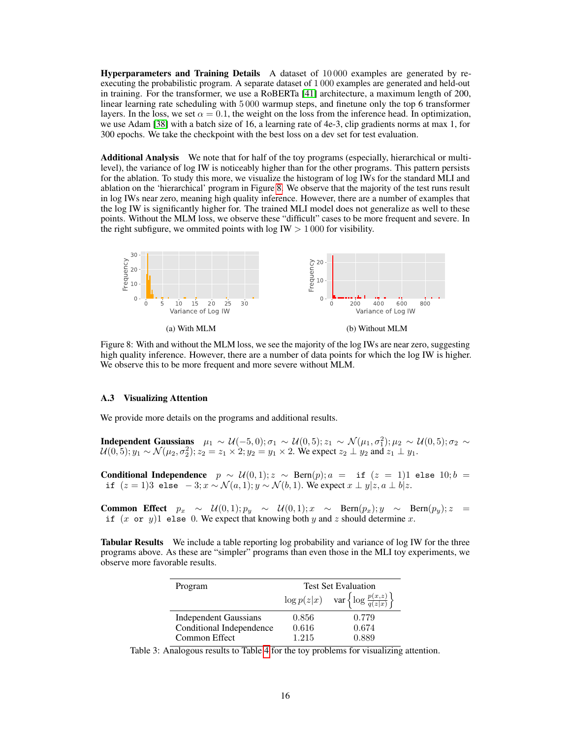**Hyperparameters and Training Details** A dataset of 10 000 examples are generated by re-executing the probabilistic program. A separate dataset of 1 000 examples are generated and held-out in training. For the transformer, we use a RoBERTa [41] architecture, a maximum length of 200, linear learning rate scheduling with 5 000 warmup steps, and finetune only the top 6 transformer layers. In the loss, we set $\alpha = 0.1$, the weight on the loss from the inference head. In optimization, we use Adam [38] with a batch size of 16, a learning rate of 4e-3, clip gradients norms at max 1, for 300 epochs. We take the checkpoint with the best loss on a dev set for test evaluation.

**Additional Analysis** We note that for half of the toy programs (especially, hierarchical or multi-level), the variance of log IW is noticeably higher than for the other programs. This pattern persists for the ablation. To study this more, we visualize the histogram of log IWs for the standard MLI and ablation on the 'hierarchical' program in Figure 8. We observe that the majority of the test runs result in log IWs near zero, meaning high quality inference. However, there are a number of examples that the log IW is significantly higher for. The trained MLI model does not generalize as well to these points. Without the MLM loss, we observe these "difficult" cases to be more frequent and severe. In the right subfigure, we ommited points with log IW $> 1\,000$ for visibility.

(a) With MLM

(b) Without MLM

Figure 8: With and without the MLM loss, we see the majority of the log IWs are near zero, suggesting high quality inference. However, there are a number of data points for which the log IW is higher. We observe this to be more frequent and more severe without MLM.

### A.3 Visualizing Attention

We provide more details on the programs and additional results.

**Independent Gaussians** $\mu_1 \sim \mathcal{U}(-5, 0); \sigma_1 \sim \mathcal{U}(0, 5); z_1 \sim \mathcal{N}(\mu_1, \sigma_1^2); \mu_2 \sim \mathcal{U}(0, 5); \sigma_2 \sim \mathcal{U}(0, 5); y_1 \sim \mathcal{N}(\mu_2, \sigma_2^2); z_2 = z_1 \times 2; y_2 = y_1 \times 2$. We expect $z_2 \perp y_2$ and $z_1 \perp y_1$.

**Conditional Independence** $p \sim \mathcal{U}(0, 1); z \sim \text{Bern}(p); a = \texttt{if } (z = 1) 1 \texttt{ else } 10; b = \texttt{if } (z = 1) 3 \texttt{ else } -3; x \sim \mathcal{N}(a, 1); y \sim \mathcal{N}(b, 1)$. We expect $x \perp y | z, a \perp b | z$.

**Common Effect** $p_x \sim \mathcal{U}(0, 1); p_y \sim \mathcal{U}(0, 1); x \sim \text{Bern}(p_x); y \sim \text{Bern}(p_y); z = \texttt{if } (x \texttt{ or } y) 1 \texttt{ else } 0$. We expect that knowing both $y$ and $z$ should determine $x$.

**Tabular Results** We include a table reporting log probability and variance of log IW for the three programs above. As these are "simpler" programs than even those in the MLI toy experiments, we observe more favorable results.

| Program | Test Set Evaluation | |
|---|---|---|
| | $\log p(z\|x)$ | $\text{var}\left\{\log \frac{p(x,z)}{q(z\|x)}\right\}$ |
| Independent Gaussians | 0.856 | 0.779 |
| Conditional Independence | 0.616 | 0.674 |
| Common Effect | 1.215 | 0.889 |

Table 3: Analogous results to Table 4 for the toy problems for visualizing attention.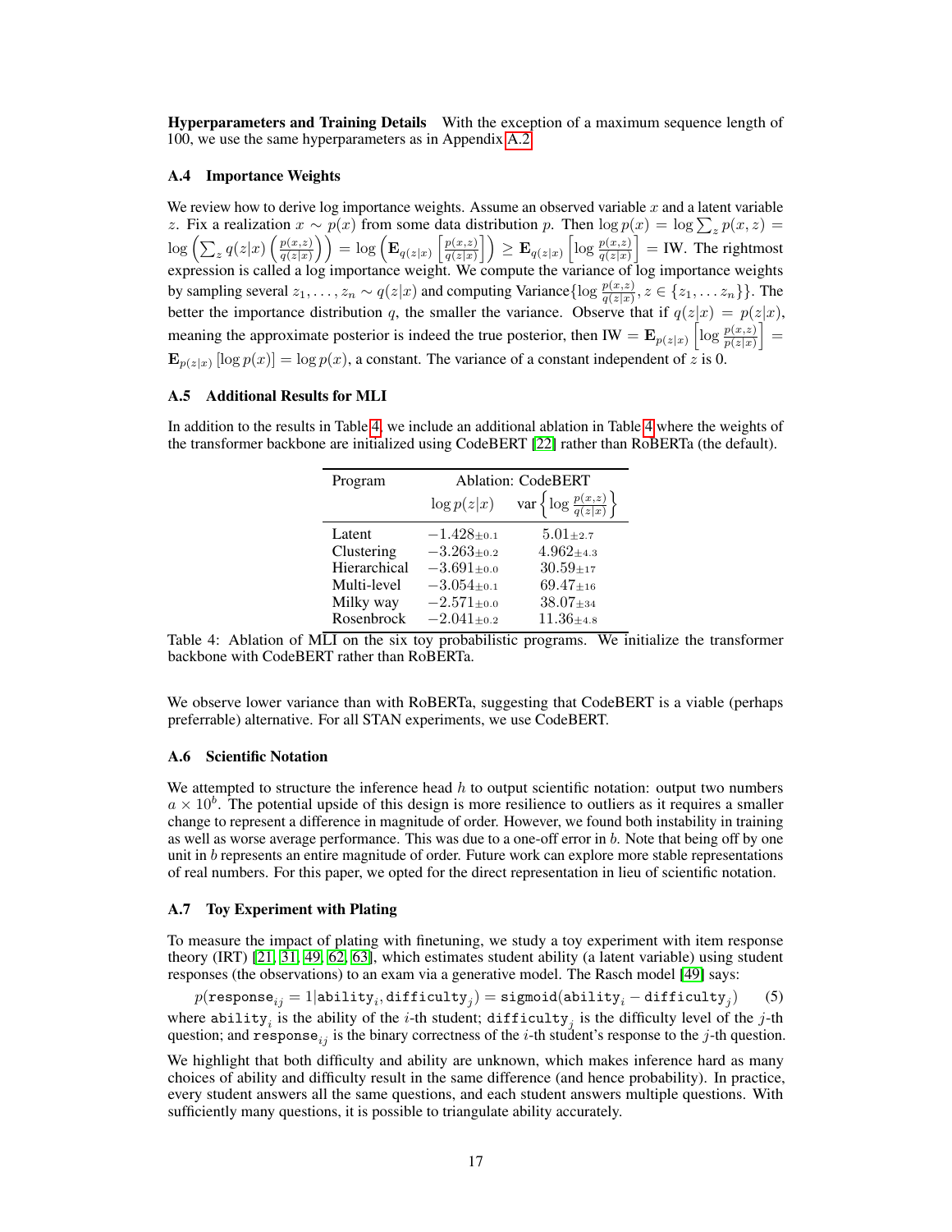**Hyperparameters and Training Details** With the exception of a maximum sequence length of 100, we use the same hyperparameters as in Appendix A.2.

### A.4 Importance Weights

We review how to derive log importance weights. Assume an observed variable $x$ and a latent variable $z$. Fix a realization $x \sim p(x)$ from some data distribution $p$. Then $\log p(x) = \log \sum_z p(x,z) = \log \left( \sum_z q(z|x) \left( \frac{p(x,z)}{q(z|x)} \right) \right) = \log \left( \mathbf{E}_{q(z|x)} \left[ \frac{p(x,z)}{q(z|x)} \right] \right) \geq \mathbf{E}_{q(z|x)} \left[ \log \frac{p(x,z)}{q(z|x)} \right] = \text{IW}$. The rightmost expression is called a log importance weight. We compute the variance of log importance weights by sampling several $z_1, \ldots, z_n \sim q(z|x)$ and computing Variance$\{\log \frac{p(x,z)}{q(z|x)}, z \in \{z_1, \ldots z_n\}\}$. The better the importance distribution $q$, the smaller the variance. Observe that if $q(z|x) = p(z|x)$, meaning the approximate posterior is indeed the true posterior, then $\text{IW} = \mathbf{E}_{p(z|x)} \left[ \log \frac{p(x,z)}{p(z|x)} \right] = \mathbf{E}_{p(z|x)} [\log p(x)] = \log p(x)$, a constant. The variance of a constant independent of $z$ is 0.

### A.5 Additional Results for MLI

In addition to the results in Table 4, we include an additional ablation in Table 4 where the weights of the transformer backbone are initialized using CodeBERT [22] rather than RoBERTa (the default).

| Program | Ablation: CodeBERT | |
|---|---|---|
| | $\log p(z\|x)$ | var $\left\{ \log \frac{p(x,z)}{q(z\|x)} \right\}$ |
| Latent | $-1.428_{\pm 0.1}$ | $5.01_{\pm 2.7}$ |
| Clustering | $-3.263_{\pm 0.2}$ | $4.962_{\pm 4.3}$ |
| Hierarchical | $-3.691_{\pm 0.0}$ | $30.59_{\pm 17}$ |
| Multi-level | $-3.054_{\pm 0.1}$ | $69.47_{\pm 16}$ |
| Milky way | $-2.571_{\pm 0.0}$ | $38.07_{\pm 34}$ |
| Rosenbrock | $-2.041_{\pm 0.2}$ | $11.36_{\pm 4.8}$ |

Table 4: Ablation of MLI on the six toy probabilistic programs. We initialize the transformer backbone with CodeBERT rather than RoBERTa.

We observe lower variance than with RoBERTa, suggesting that CodeBERT is a viable (perhaps preferrable) alternative. For all STAN experiments, we use CodeBERT.

### A.6 Scientific Notation

We attempted to structure the inference head $h$ to output scientific notation: output two numbers $a \times 10^b$. The potential upside of this design is more resilience to outliers as it requires a smaller change to represent a difference in magnitude of order. However, we found both instability in training as well as worse average performance. This was due to a one-off error in $b$. Note that being off by one unit in $b$ represents an entire magnitude of order. Future work can explore more stable representations of real numbers. For this paper, we opted for the direct representation in lieu of scientific notation.

### A.7 Toy Experiment with Plating

To measure the impact of plating with finetuning, we study a toy experiment with item response theory (IRT) [21, 31, 49, 62, 63], which estimates student ability (a latent variable) using student responses (the observations) to an exam via a generative model. The Rasch model [49] says:

$$p(\texttt{response}_{ij} = 1 | \texttt{ability}_i, \texttt{difficulty}_j) = \texttt{sigmoid}(\texttt{ability}_i - \texttt{difficulty}_j) \quad (5)$$

where $\texttt{ability}_i$ is the ability of the $i$-th student; $\texttt{difficulty}_j$ is the difficulty level of the $j$-th question; and $\texttt{response}_{ij}$ is the binary correctness of the $i$-th student's response to the $j$-th question.

We highlight that both difficulty and ability are unknown, which makes inference hard as many choices of ability and difficulty result in the same difference (and hence probability). In practice, every student answers all the same questions, and each student answers multiple questions. With sufficiently many questions, it is possible to triangulate ability accurately.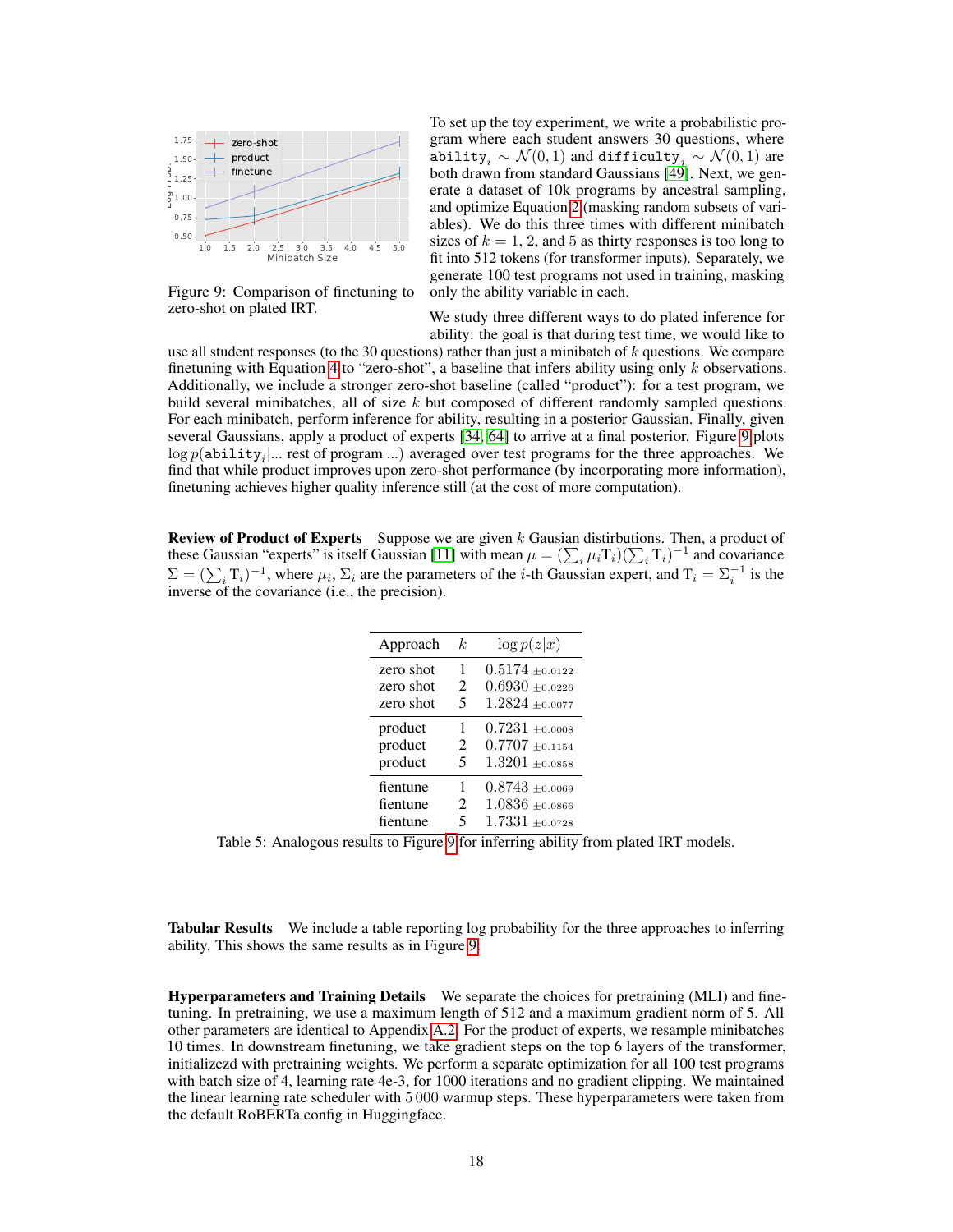Figure 9: Comparison of finetuning to zero-shot on plated IRT.

To set up the toy experiment, we write a probabilistic program where each student answers 30 questions, where $\texttt{ability}_i \sim \mathcal{N}(0, 1)$ and $\texttt{difficulty}_j \sim \mathcal{N}(0, 1)$ are both drawn from standard Gaussians [49]. Next, we generate a dataset of 10k programs by ancestral sampling, and optimize Equation 2 (masking random subsets of variables). We do this three times with different minibatch sizes of $k = 1$, 2, and 5 as thirty responses is too long to fit into 512 tokens (for transformer inputs). Separately, we generate 100 test programs not used in training, masking only the ability variable in each.

We study three different ways to do plated inference for ability: the goal is that during test time, we would like to use all student responses (to the 30 questions) rather than just a minibatch of $k$ questions. We compare finetuning with Equation 4 to "zero-shot", a baseline that infers ability using only $k$ observations. Additionally, we include a stronger zero-shot baseline (called "product"): for a test program, we build several minibatches, all of size $k$ but composed of different randomly sampled questions. For each minibatch, perform inference for ability, resulting in a posterior Gaussian. Finally, given several Gaussians, apply a product of experts [34, 64] to arrive at a final posterior. Figure 9 plots $\log p(\texttt{ability}_i|\ldots$ rest of program $\ldots)$ averaged over test programs for the three approaches. We find that while product improves upon zero-shot performance (by incorporating more information), finetuning achieves higher quality inference still (at the cost of more computation).

**Review of Product of Experts** Suppose we are given $k$ Gausian distirbutions. Then, a product of these Gaussian "experts" is itself Gaussian [11] with mean $\mu = (\sum_i \mu_i \mathrm{T}_i)(\sum_i \mathrm{T}_i)^{-1}$ and covariance $\Sigma = (\sum_i \mathrm{T}_i)^{-1}$, where $\mu_i$, $\Sigma_i$ are the parameters of the $i$-th Gaussian expert, and $\mathrm{T}_i = \Sigma_i^{-1}$ is the inverse of the covariance (i.e., the precision).

| Approach | $k$ | $\log p(z\|x)$ |
|---|---|---|
| zero shot | 1 | 0.5174 $\pm 0.0122$ |
| zero shot | 2 | 0.6930 $\pm 0.0226$ |
| zero shot | 5 | 1.2824 $\pm 0.0077$ |
| product | 1 | 0.7231 $\pm 0.0008$ |
| product | 2 | 0.7707 $\pm 0.1154$ |
| product | 5 | 1.3201 $\pm 0.0858$ |
| fientune | 1 | 0.8743 $\pm 0.0069$ |
| fientune | 2 | 1.0836 $\pm 0.0866$ |
| fientune | 5 | 1.7331 $\pm 0.0728$ |

Table 5: Analogous results to Figure 9 for inferring ability from plated IRT models.

**Tabular Results** We include a table reporting log probability for the three approaches to inferring ability. This shows the same results as in Figure 9.

**Hyperparameters and Training Details** We separate the choices for pretraining (MLI) and finetuning. In pretraining, we use a maximum length of 512 and a maximum gradient norm of 5. All other parameters are identical to Appendix A.2. For the product of experts, we resample minibatches 10 times. In downstream finetuning, we take gradient steps on the top 6 layers of the transformer, initializezd with pretraining weights. We perform a separate optimization for all 100 test programs with batch size of 4, learning rate 4e-3, for 1000 iterations and no gradient clipping. We maintained the linear learning rate scheduler with 5 000 warmup steps. These hyperparameters were taken from the default RoBERTa config in Huggingface.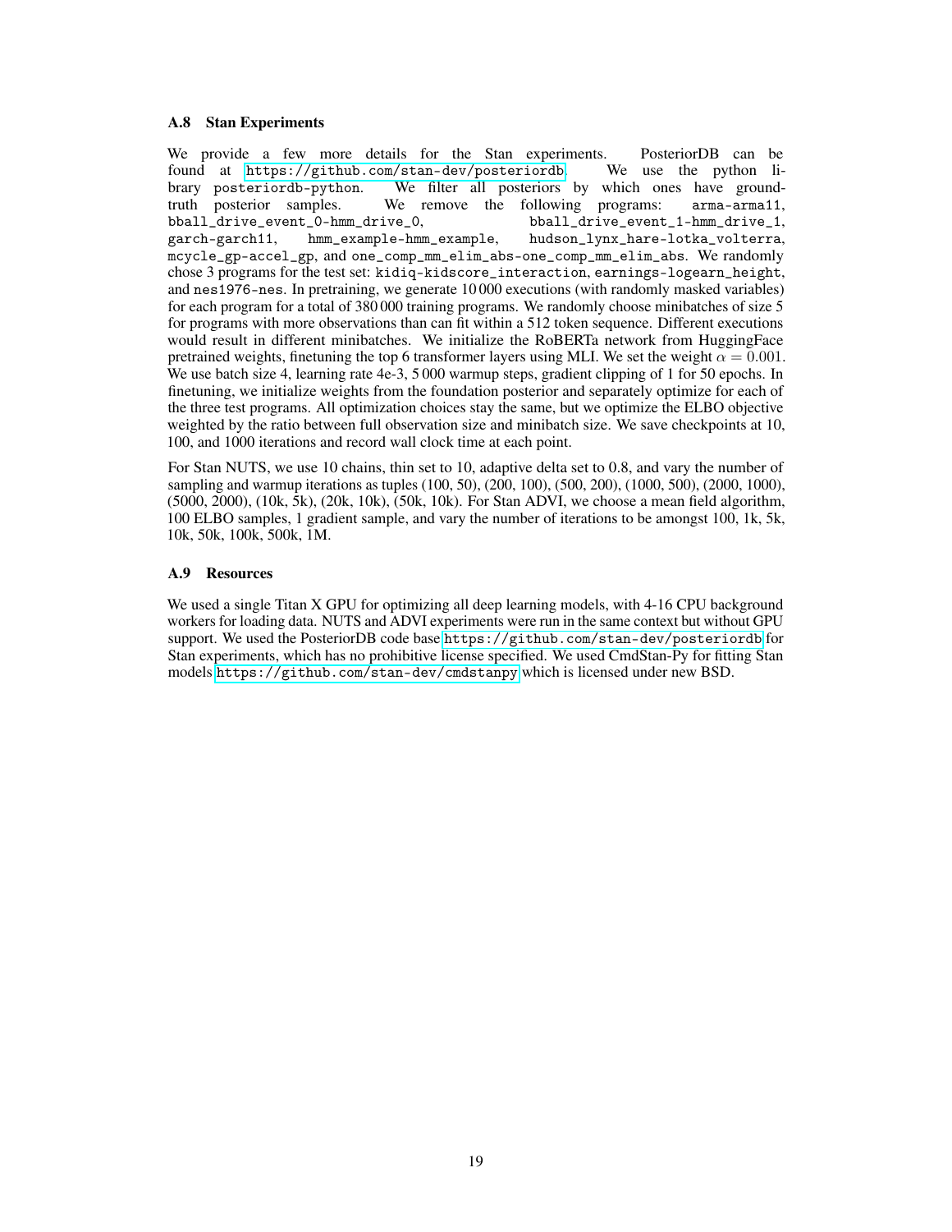### A.8 Stan Experiments

We provide a few more details for the Stan experiments. PosteriorDB can be found at https://github.com/stan-dev/posteriordb. We use the python library `posteriordb-python`. We filter all posteriors by which ones have ground-truth posterior samples. We remove the following programs: `arma-arma11`, `bball_drive_event_0-hmm_drive_0`, `bball_drive_event_1-hmm_drive_1`, `garch-garch11`, `hmm_example-hmm_example`, `hudson_lynx_hare-lotka_volterra`, `mcycle_gp-accel_gp`, and `one_comp_mm_elim_abs-one_comp_mm_elim_abs`. We randomly chose 3 programs for the test set: `kidiq-kidscore_interaction`, `earnings-logearn_height`, and `nes1976-nes`. In pretraining, we generate 10 000 executions (with randomly masked variables) for each program for a total of 380 000 training programs. We randomly choose minibatches of size 5 for programs with more observations than can fit within a 512 token sequence. Different executions would result in different minibatches. We initialize the RoBERTa network from HuggingFace pretrained weights, finetuning the top 6 transformer layers using MLI. We set the weight $\alpha = 0.001$. We use batch size 4, learning rate 4e-3, 5 000 warmup steps, gradient clipping of 1 for 50 epochs. In finetuning, we initialize weights from the foundation posterior and separately optimize for each of the three test programs. All optimization choices stay the same, but we optimize the ELBO objective weighted by the ratio between full observation size and minibatch size. We save checkpoints at 10, 100, and 1000 iterations and record wall clock time at each point.

For Stan NUTS, we use 10 chains, thin set to 10, adaptive delta set to 0.8, and vary the number of sampling and warmup iterations as tuples (100, 50), (200, 100), (500, 200), (1000, 500), (2000, 1000), (5000, 2000), (10k, 5k), (20k, 10k), (50k, 10k). For Stan ADVI, we choose a mean field algorithm, 100 ELBO samples, 1 gradient sample, and vary the number of iterations to be amongst 100, 1k, 5k, 10k, 50k, 100k, 500k, 1M.

### A.9 Resources

We used a single Titan X GPU for optimizing all deep learning models, with 4-16 CPU background workers for loading data. NUTS and ADVI experiments were run in the same context but without GPU support. We used the PosteriorDB code base https://github.com/stan-dev/posteriordb for Stan experiments, which has no prohibitive license specified. We used CmdStan-Py for fitting Stan models https://github.com/stan-dev/cmdstanpy which is licensed under new BSD.